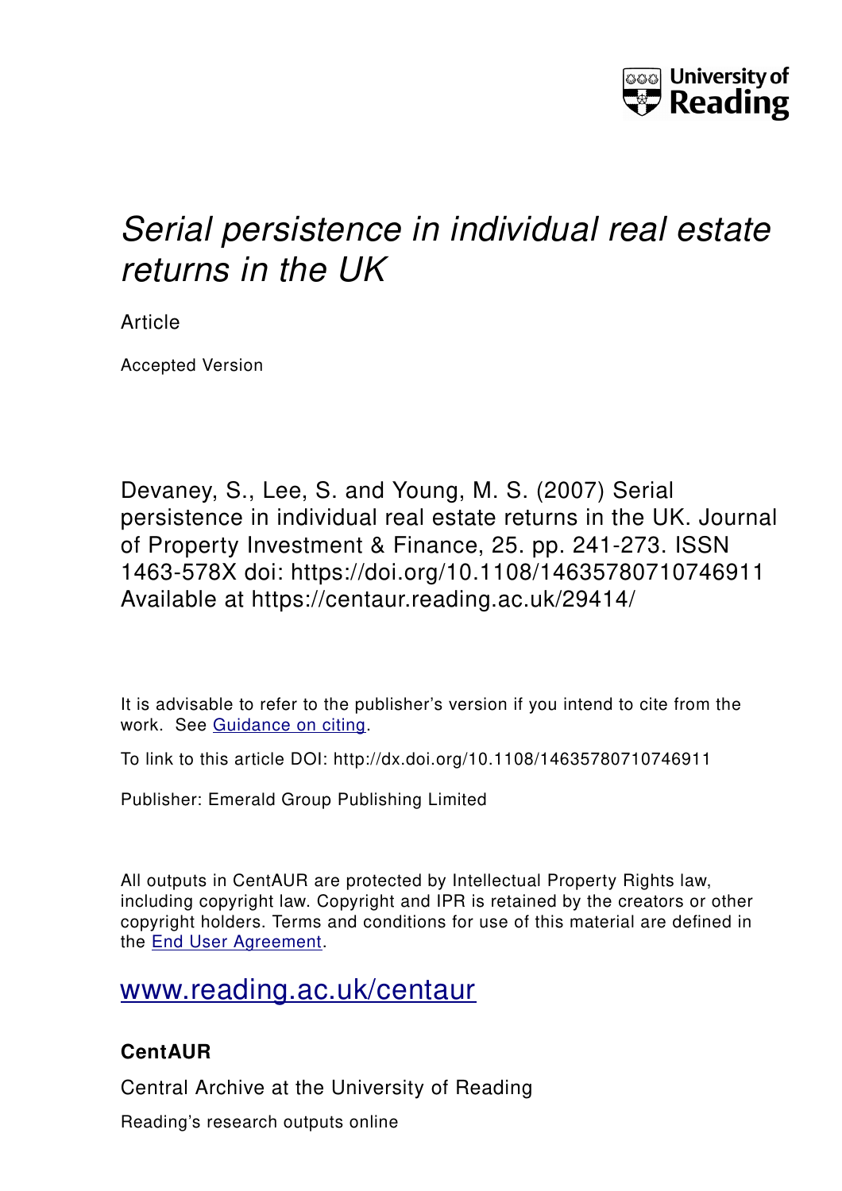# *Serial persistence in individual real estate returns in the UK*

Article

Accepted Version

Devaney, S., Lee, S. and Young, M. S. (2007) Serial persistence in individual real estate returns in the UK. Journal of Property Investment & Finance, 25. pp. 241-273. ISSN 1463-578X doi: https://doi.org/10.1108/14635780710746911 Available at https://centaur.reading.ac.uk/29414/

It is advisable to refer to the publisher's version if you intend to cite from the work. See Guidance on citing.

To link to this article DOI: http://dx.doi.org/10.1108/14635780710746911

Publisher: Emerald Group Publishing Limited

All outputs in CentAUR are protected by Intellectual Property Rights law, including copyright law. Copyright and IPR is retained by the creators or other copyright holders. Terms and conditions for use of this material are defined in the End User Agreement.

www.reading.ac.uk/centaur

**CentAUR**

Central Archive at the University of Reading

Reading's research outputs online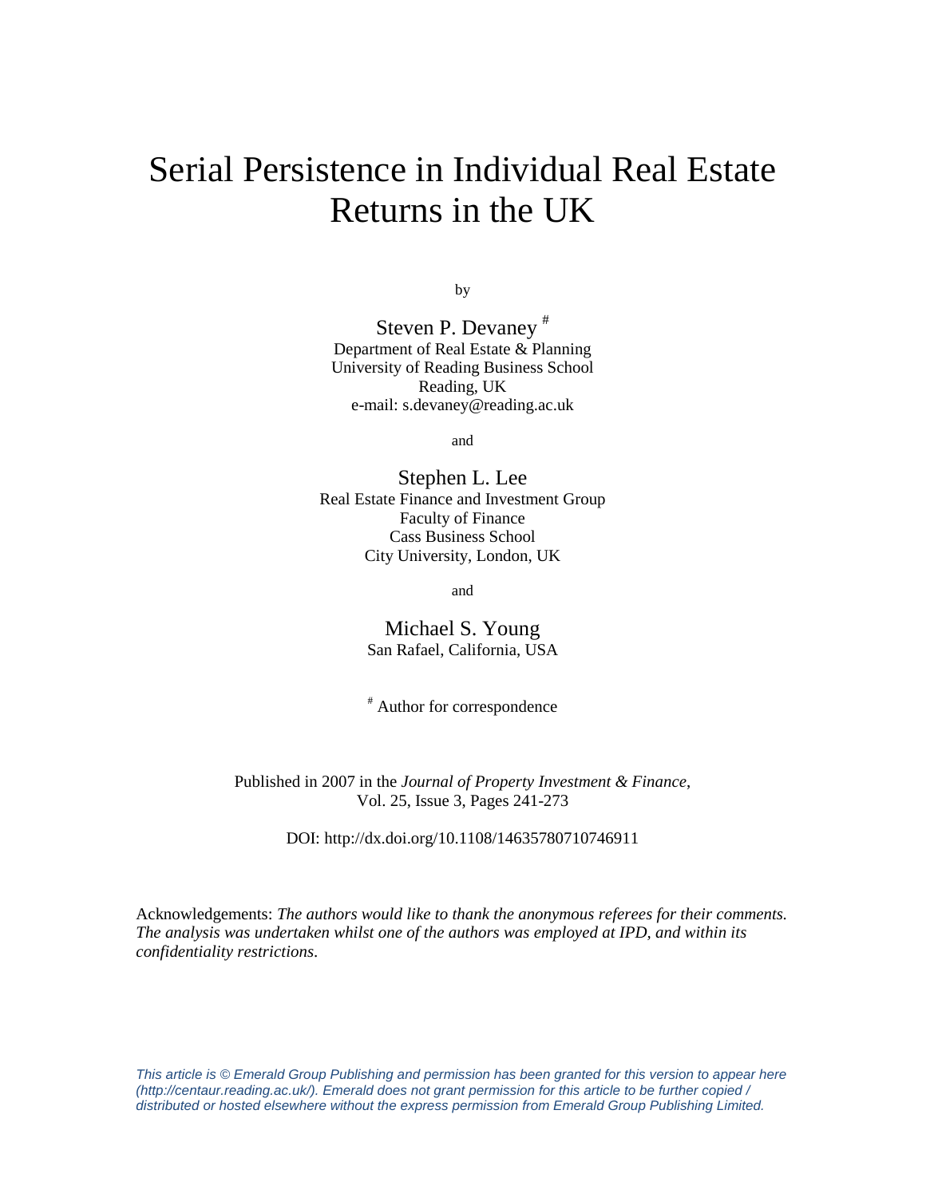# Serial Persistence in Individual Real Estate Returns in the UK

by

Steven P. Devaney [#]
Department of Real Estate & Planning
University of Reading Business School
Reading, UK
e-mail: s.devaney@reading.ac.uk

and

Stephen L. Lee
Real Estate Finance and Investment Group
Faculty of Finance
Cass Business School
City University, London, UK

and

Michael S. Young
San Rafael, California, USA

[#] Author for correspondence

Published in 2007 in the *Journal of Property Investment & Finance*, Vol. 25, Issue 3, Pages 241-273

DOI: http://dx.doi.org/10.1108/14635780710746911

Acknowledgements: *The authors would like to thank the anonymous referees for their comments. The analysis was undertaken whilst one of the authors was employed at IPD, and within its confidentiality restrictions.*

*This article is © Emerald Group Publishing and permission has been granted for this version to appear here (http://centaur.reading.ac.uk/). Emerald does not grant permission for this article to be further copied / distributed or hosted elsewhere without the express permission from Emerald Group Publishing Limited.*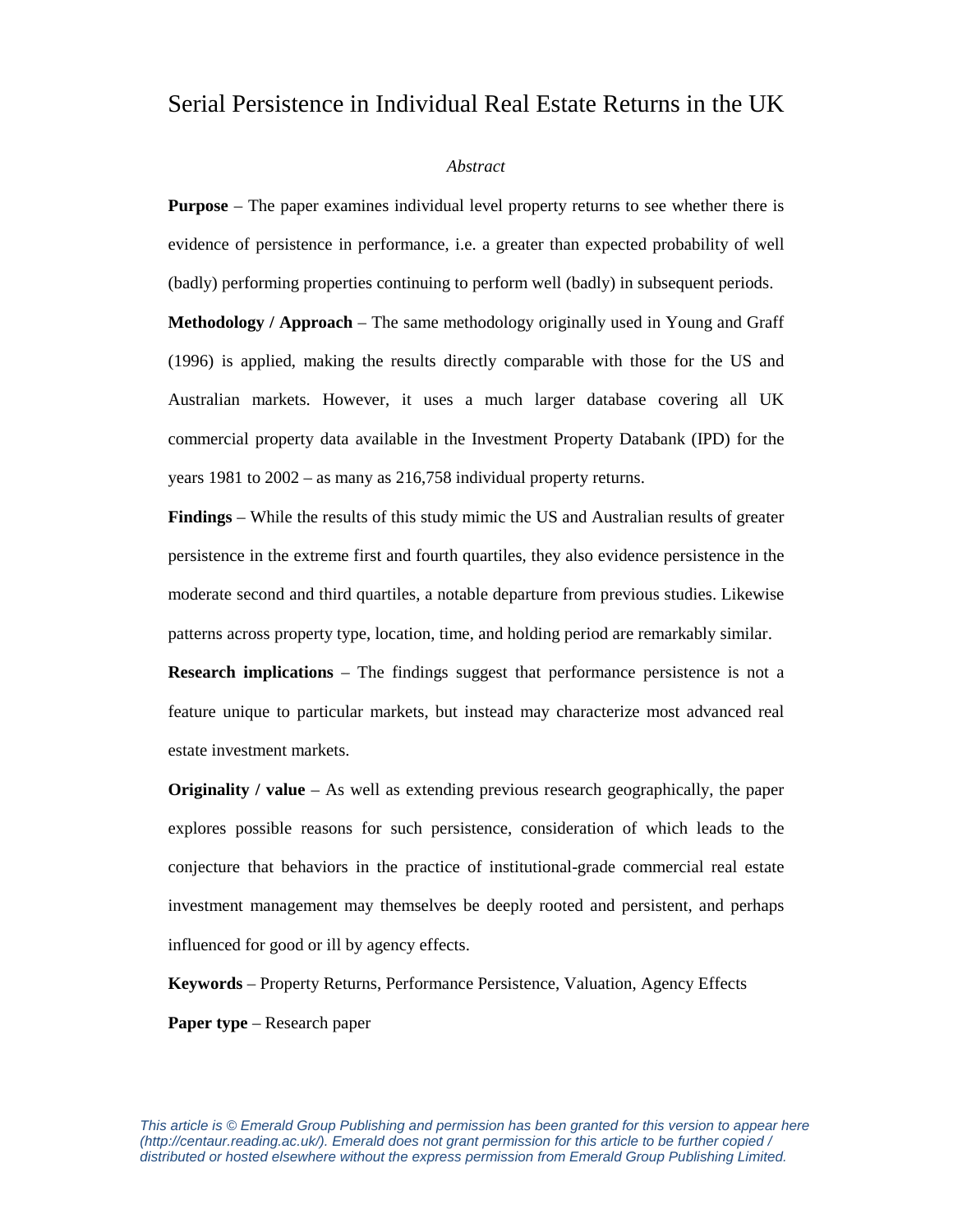# Serial Persistence in Individual Real Estate Returns in the UK

*Abstract*

**Purpose** – The paper examines individual level property returns to see whether there is evidence of persistence in performance, i.e. a greater than expected probability of well (badly) performing properties continuing to perform well (badly) in subsequent periods.

**Methodology / Approach** – The same methodology originally used in Young and Graff (1996) is applied, making the results directly comparable with those for the US and Australian markets. However, it uses a much larger database covering all UK commercial property data available in the Investment Property Databank (IPD) for the years 1981 to 2002 – as many as 216,758 individual property returns.

**Findings** – While the results of this study mimic the US and Australian results of greater persistence in the extreme first and fourth quartiles, they also evidence persistence in the moderate second and third quartiles, a notable departure from previous studies. Likewise patterns across property type, location, time, and holding period are remarkably similar.

**Research implications** – The findings suggest that performance persistence is not a feature unique to particular markets, but instead may characterize most advanced real estate investment markets.

**Originality / value** – As well as extending previous research geographically, the paper explores possible reasons for such persistence, consideration of which leads to the conjecture that behaviors in the practice of institutional-grade commercial real estate investment management may themselves be deeply rooted and persistent, and perhaps influenced for good or ill by agency effects.

**Keywords** – Property Returns, Performance Persistence, Valuation, Agency Effects

**Paper type** – Research paper

*This article is © Emerald Group Publishing and permission has been granted for this version to appear here (http://centaur.reading.ac.uk/). Emerald does not grant permission for this article to be further copied / distributed or hosted elsewhere without the express permission from Emerald Group Publishing Limited.*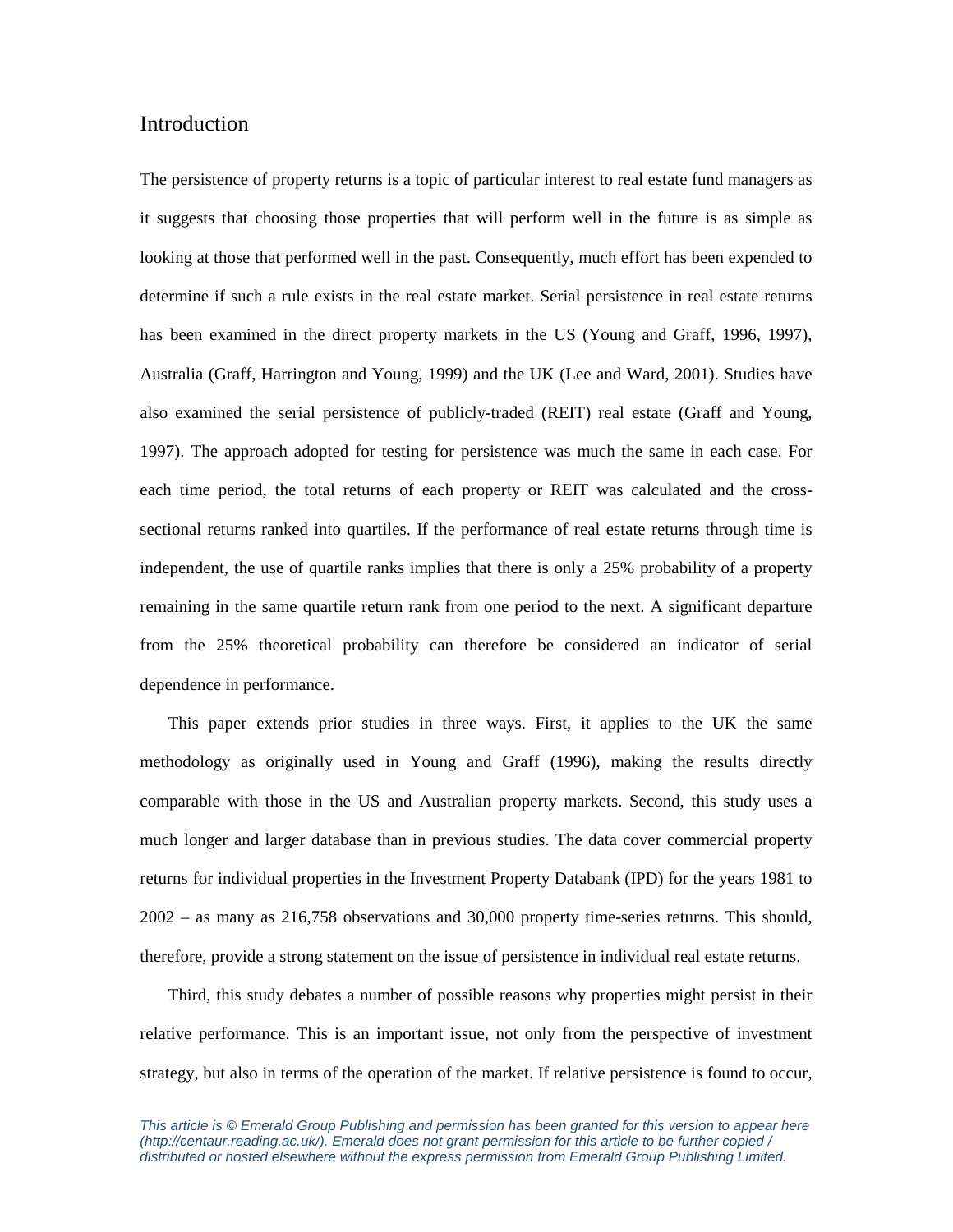## Introduction

The persistence of property returns is a topic of particular interest to real estate fund managers as it suggests that choosing those properties that will perform well in the future is as simple as looking at those that performed well in the past. Consequently, much effort has been expended to determine if such a rule exists in the real estate market. Serial persistence in real estate returns has been examined in the direct property markets in the US (Young and Graff, 1996, 1997), Australia (Graff, Harrington and Young, 1999) and the UK (Lee and Ward, 2001). Studies have also examined the serial persistence of publicly-traded (REIT) real estate (Graff and Young, 1997). The approach adopted for testing for persistence was much the same in each case. For each time period, the total returns of each property or REIT was calculated and the cross-sectional returns ranked into quartiles. If the performance of real estate returns through time is independent, the use of quartile ranks implies that there is only a 25% probability of a property remaining in the same quartile return rank from one period to the next. A significant departure from the 25% theoretical probability can therefore be considered an indicator of serial dependence in performance.

This paper extends prior studies in three ways. First, it applies to the UK the same methodology as originally used in Young and Graff (1996), making the results directly comparable with those in the US and Australian property markets. Second, this study uses a much longer and larger database than in previous studies. The data cover commercial property returns for individual properties in the Investment Property Databank (IPD) for the years 1981 to 2002 – as many as 216,758 observations and 30,000 property time-series returns. This should, therefore, provide a strong statement on the issue of persistence in individual real estate returns.

Third, this study debates a number of possible reasons why properties might persist in their relative performance. This is an important issue, not only from the perspective of investment strategy, but also in terms of the operation of the market. If relative persistence is found to occur,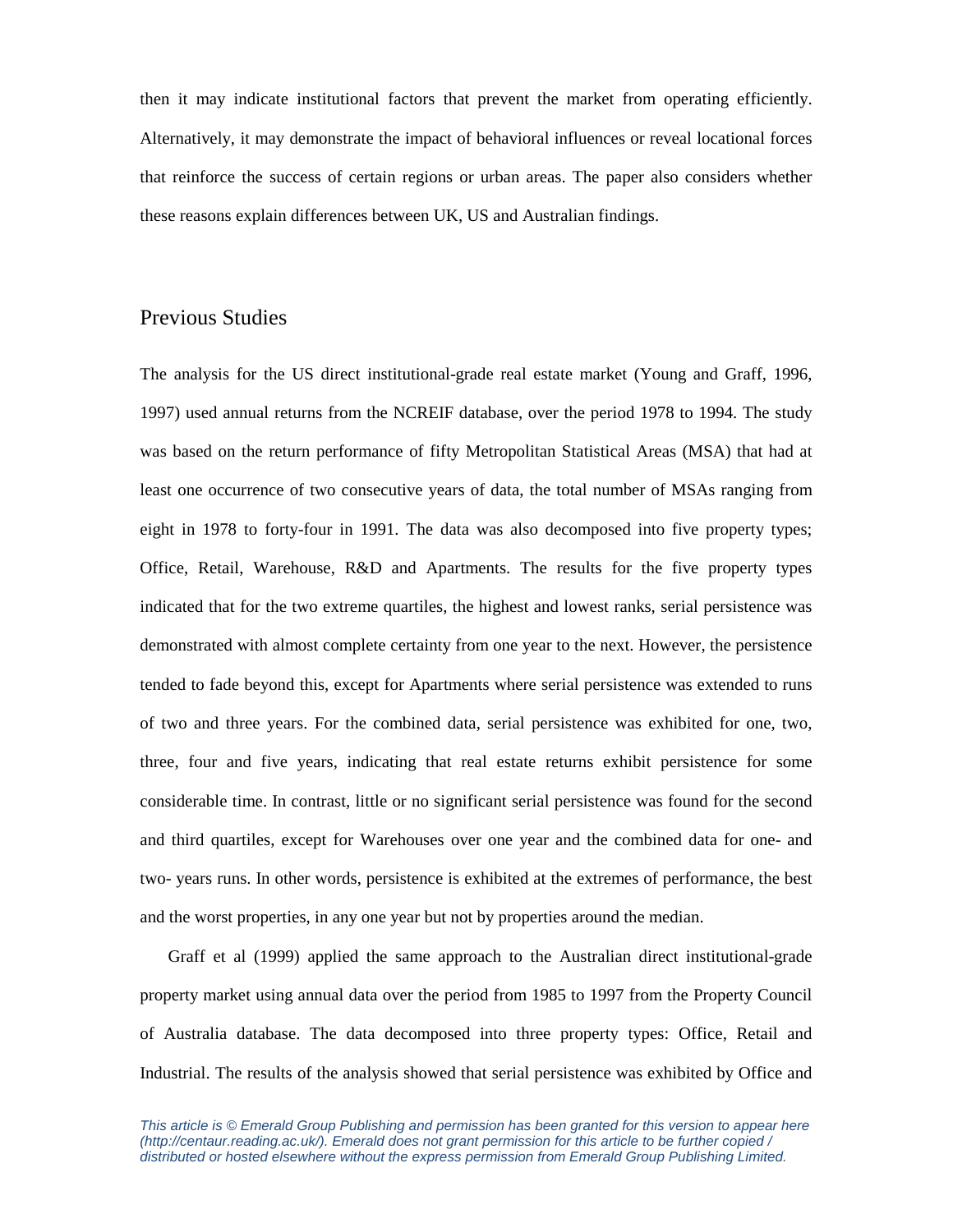then it may indicate institutional factors that prevent the market from operating efficiently. Alternatively, it may demonstrate the impact of behavioral influences or reveal locational forces that reinforce the success of certain regions or urban areas. The paper also considers whether these reasons explain differences between UK, US and Australian findings.

## Previous Studies

The analysis for the US direct institutional-grade real estate market (Young and Graff, 1996, 1997) used annual returns from the NCREIF database, over the period 1978 to 1994. The study was based on the return performance of fifty Metropolitan Statistical Areas (MSA) that had at least one occurrence of two consecutive years of data, the total number of MSAs ranging from eight in 1978 to forty-four in 1991. The data was also decomposed into five property types; Office, Retail, Warehouse, R&D and Apartments. The results for the five property types indicated that for the two extreme quartiles, the highest and lowest ranks, serial persistence was demonstrated with almost complete certainty from one year to the next. However, the persistence tended to fade beyond this, except for Apartments where serial persistence was extended to runs of two and three years. For the combined data, serial persistence was exhibited for one, two, three, four and five years, indicating that real estate returns exhibit persistence for some considerable time. In contrast, little or no significant serial persistence was found for the second and third quartiles, except for Warehouses over one year and the combined data for one- and two- years runs. In other words, persistence is exhibited at the extremes of performance, the best and the worst properties, in any one year but not by properties around the median.

Graff et al (1999) applied the same approach to the Australian direct institutional-grade property market using annual data over the period from 1985 to 1997 from the Property Council of Australia database. The data decomposed into three property types: Office, Retail and Industrial. The results of the analysis showed that serial persistence was exhibited by Office and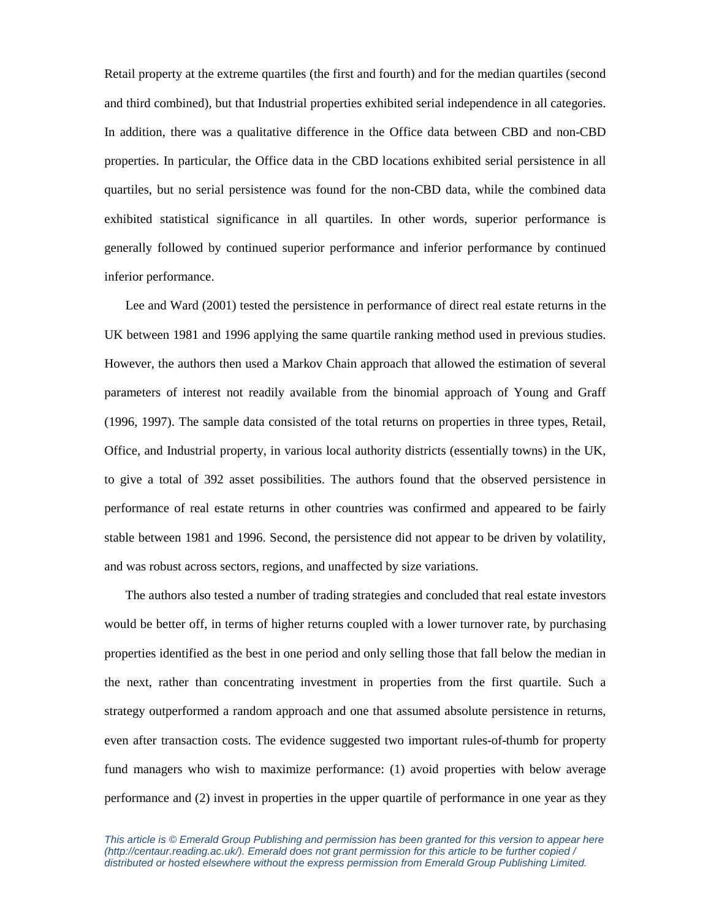Retail property at the extreme quartiles (the first and fourth) and for the median quartiles (second and third combined), but that Industrial properties exhibited serial independence in all categories. In addition, there was a qualitative difference in the Office data between CBD and non-CBD properties. In particular, the Office data in the CBD locations exhibited serial persistence in all quartiles, but no serial persistence was found for the non-CBD data, while the combined data exhibited statistical significance in all quartiles. In other words, superior performance is generally followed by continued superior performance and inferior performance by continued inferior performance.

Lee and Ward (2001) tested the persistence in performance of direct real estate returns in the UK between 1981 and 1996 applying the same quartile ranking method used in previous studies. However, the authors then used a Markov Chain approach that allowed the estimation of several parameters of interest not readily available from the binomial approach of Young and Graff (1996, 1997). The sample data consisted of the total returns on properties in three types, Retail, Office, and Industrial property, in various local authority districts (essentially towns) in the UK, to give a total of 392 asset possibilities. The authors found that the observed persistence in performance of real estate returns in other countries was confirmed and appeared to be fairly stable between 1981 and 1996. Second, the persistence did not appear to be driven by volatility, and was robust across sectors, regions, and unaffected by size variations.

The authors also tested a number of trading strategies and concluded that real estate investors would be better off, in terms of higher returns coupled with a lower turnover rate, by purchasing properties identified as the best in one period and only selling those that fall below the median in the next, rather than concentrating investment in properties from the first quartile. Such a strategy outperformed a random approach and one that assumed absolute persistence in returns, even after transaction costs. The evidence suggested two important rules-of-thumb for property fund managers who wish to maximize performance: (1) avoid properties with below average performance and (2) invest in properties in the upper quartile of performance in one year as they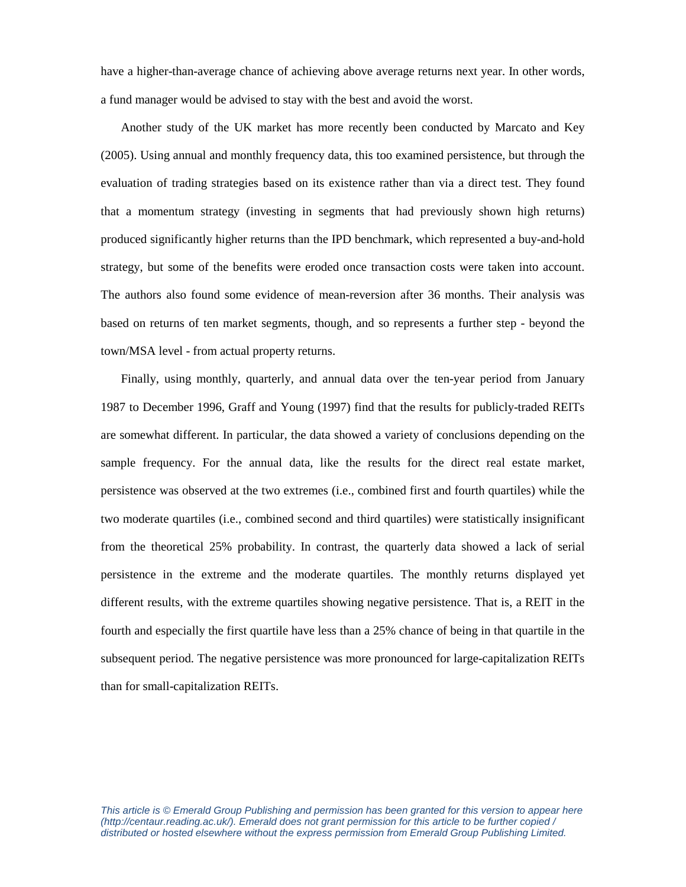have a higher-than-average chance of achieving above average returns next year. In other words, a fund manager would be advised to stay with the best and avoid the worst.

Another study of the UK market has more recently been conducted by Marcato and Key (2005). Using annual and monthly frequency data, this too examined persistence, but through the evaluation of trading strategies based on its existence rather than via a direct test. They found that a momentum strategy (investing in segments that had previously shown high returns) produced significantly higher returns than the IPD benchmark, which represented a buy-and-hold strategy, but some of the benefits were eroded once transaction costs were taken into account. The authors also found some evidence of mean-reversion after 36 months. Their analysis was based on returns of ten market segments, though, and so represents a further step - beyond the town/MSA level - from actual property returns.

Finally, using monthly, quarterly, and annual data over the ten-year period from January 1987 to December 1996, Graff and Young (1997) find that the results for publicly-traded REITs are somewhat different. In particular, the data showed a variety of conclusions depending on the sample frequency. For the annual data, like the results for the direct real estate market, persistence was observed at the two extremes (i.e., combined first and fourth quartiles) while the two moderate quartiles (i.e., combined second and third quartiles) were statistically insignificant from the theoretical 25% probability. In contrast, the quarterly data showed a lack of serial persistence in the extreme and the moderate quartiles. The monthly returns displayed yet different results, with the extreme quartiles showing negative persistence. That is, a REIT in the fourth and especially the first quartile have less than a 25% chance of being in that quartile in the subsequent period. The negative persistence was more pronounced for large-capitalization REITs than for small-capitalization REITs.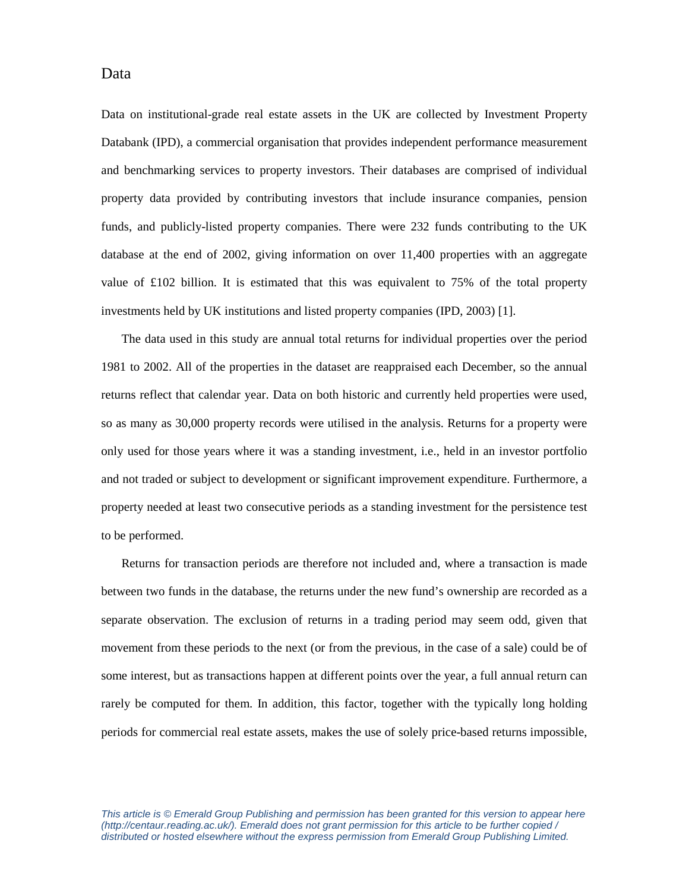## Data

Data on institutional-grade real estate assets in the UK are collected by Investment Property Databank (IPD), a commercial organisation that provides independent performance measurement and benchmarking services to property investors. Their databases are comprised of individual property data provided by contributing investors that include insurance companies, pension funds, and publicly-listed property companies. There were 232 funds contributing to the UK database at the end of 2002, giving information on over 11,400 properties with an aggregate value of £102 billion. It is estimated that this was equivalent to 75% of the total property investments held by UK institutions and listed property companies (IPD, 2003) [1].

The data used in this study are annual total returns for individual properties over the period 1981 to 2002. All of the properties in the dataset are reappraised each December, so the annual returns reflect that calendar year. Data on both historic and currently held properties were used, so as many as 30,000 property records were utilised in the analysis. Returns for a property were only used for those years where it was a standing investment, i.e., held in an investor portfolio and not traded or subject to development or significant improvement expenditure. Furthermore, a property needed at least two consecutive periods as a standing investment for the persistence test to be performed.

Returns for transaction periods are therefore not included and, where a transaction is made between two funds in the database, the returns under the new fund's ownership are recorded as a separate observation. The exclusion of returns in a trading period may seem odd, given that movement from these periods to the next (or from the previous, in the case of a sale) could be of some interest, but as transactions happen at different points over the year, a full annual return can rarely be computed for them. In addition, this factor, together with the typically long holding periods for commercial real estate assets, makes the use of solely price-based returns impossible,

*This article is © Emerald Group Publishing and permission has been granted for this version to appear here (http://centaur.reading.ac.uk/). Emerald does not grant permission for this article to be further copied / distributed or hosted elsewhere without the express permission from Emerald Group Publishing Limited.*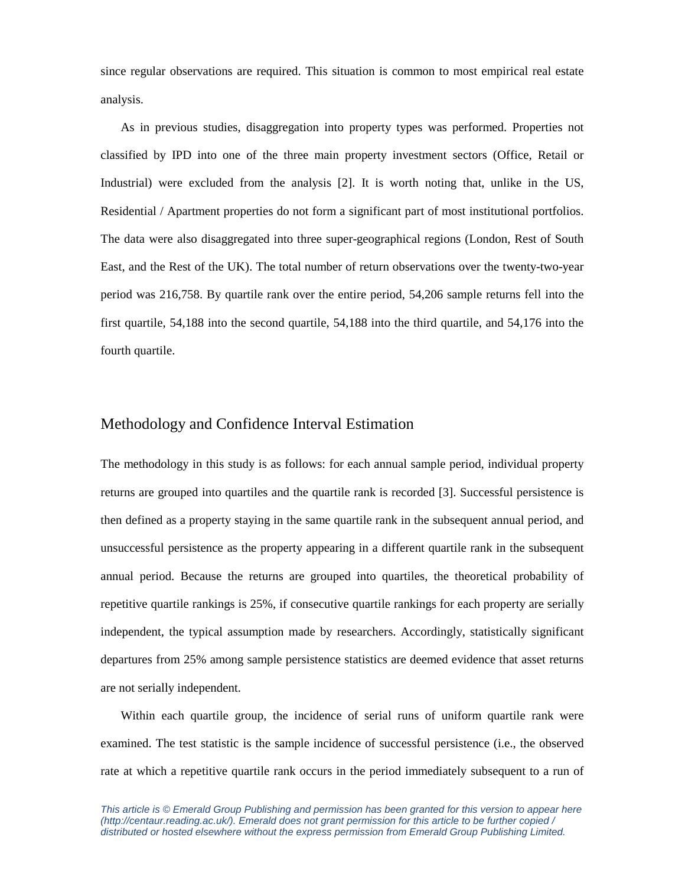since regular observations are required. This situation is common to most empirical real estate analysis.

As in previous studies, disaggregation into property types was performed. Properties not classified by IPD into one of the three main property investment sectors (Office, Retail or Industrial) were excluded from the analysis [2]. It is worth noting that, unlike in the US, Residential / Apartment properties do not form a significant part of most institutional portfolios. The data were also disaggregated into three super-geographical regions (London, Rest of South East, and the Rest of the UK). The total number of return observations over the twenty-two-year period was 216,758. By quartile rank over the entire period, 54,206 sample returns fell into the first quartile, 54,188 into the second quartile, 54,188 into the third quartile, and 54,176 into the fourth quartile.

## Methodology and Confidence Interval Estimation

The methodology in this study is as follows: for each annual sample period, individual property returns are grouped into quartiles and the quartile rank is recorded [3]. Successful persistence is then defined as a property staying in the same quartile rank in the subsequent annual period, and unsuccessful persistence as the property appearing in a different quartile rank in the subsequent annual period. Because the returns are grouped into quartiles, the theoretical probability of repetitive quartile rankings is 25%, if consecutive quartile rankings for each property are serially independent, the typical assumption made by researchers. Accordingly, statistically significant departures from 25% among sample persistence statistics are deemed evidence that asset returns are not serially independent.

Within each quartile group, the incidence of serial runs of uniform quartile rank were examined. The test statistic is the sample incidence of successful persistence (i.e., the observed rate at which a repetitive quartile rank occurs in the period immediately subsequent to a run of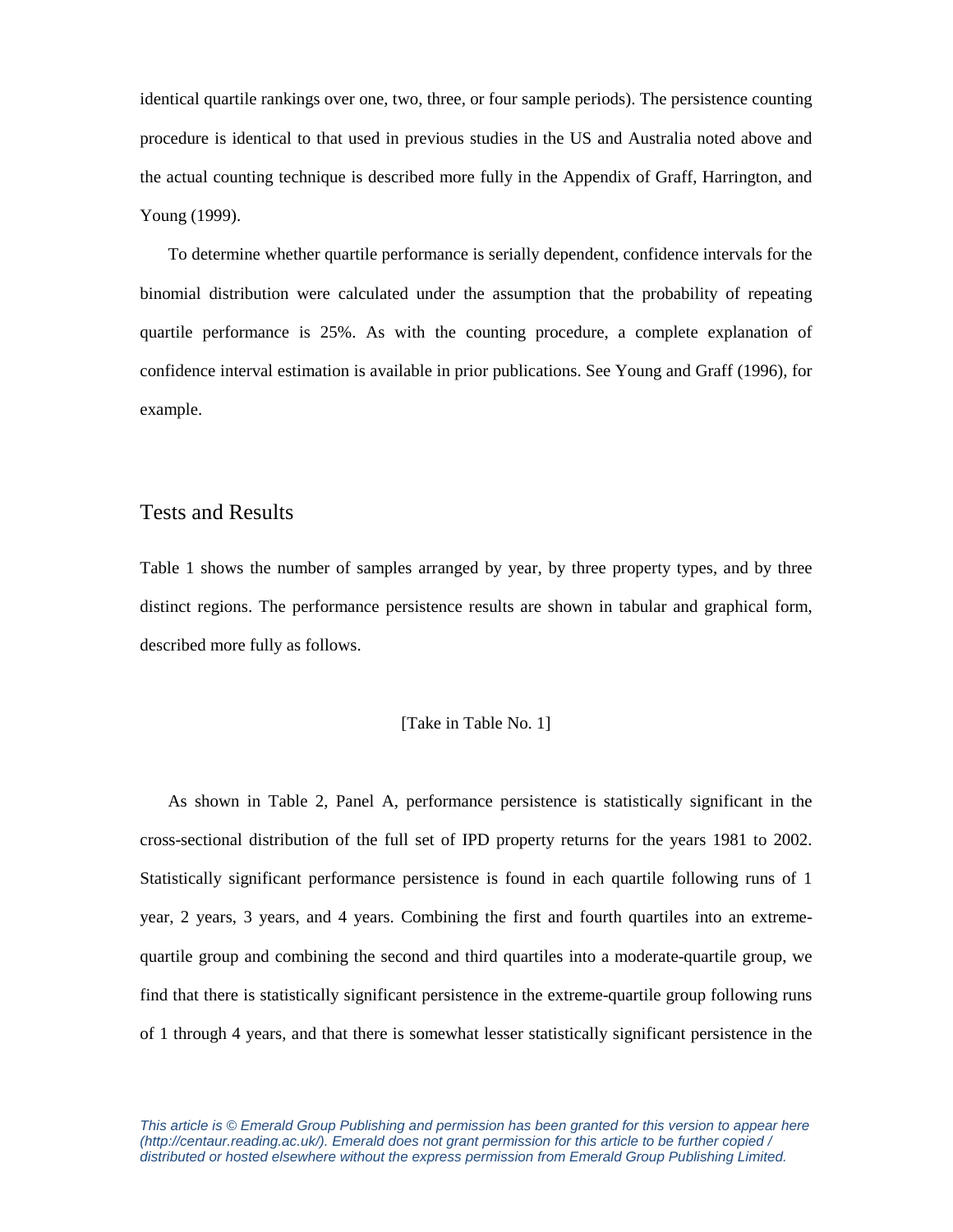identical quartile rankings over one, two, three, or four sample periods). The persistence counting procedure is identical to that used in previous studies in the US and Australia noted above and the actual counting technique is described more fully in the Appendix of Graff, Harrington, and Young (1999).

To determine whether quartile performance is serially dependent, confidence intervals for the binomial distribution were calculated under the assumption that the probability of repeating quartile performance is 25%. As with the counting procedure, a complete explanation of confidence interval estimation is available in prior publications. See Young and Graff (1996), for example.

## Tests and Results

Table 1 shows the number of samples arranged by year, by three property types, and by three distinct regions. The performance persistence results are shown in tabular and graphical form, described more fully as follows.

[Take in Table No. 1]

As shown in Table 2, Panel A, performance persistence is statistically significant in the cross-sectional distribution of the full set of IPD property returns for the years 1981 to 2002. Statistically significant performance persistence is found in each quartile following runs of 1 year, 2 years, 3 years, and 4 years. Combining the first and fourth quartiles into an extreme-quartile group and combining the second and third quartiles into a moderate-quartile group, we find that there is statistically significant persistence in the extreme-quartile group following runs of 1 through 4 years, and that there is somewhat lesser statistically significant persistence in the

*This article is © Emerald Group Publishing and permission has been granted for this version to appear here (http://centaur.reading.ac.uk/). Emerald does not grant permission for this article to be further copied / distributed or hosted elsewhere without the express permission from Emerald Group Publishing Limited.*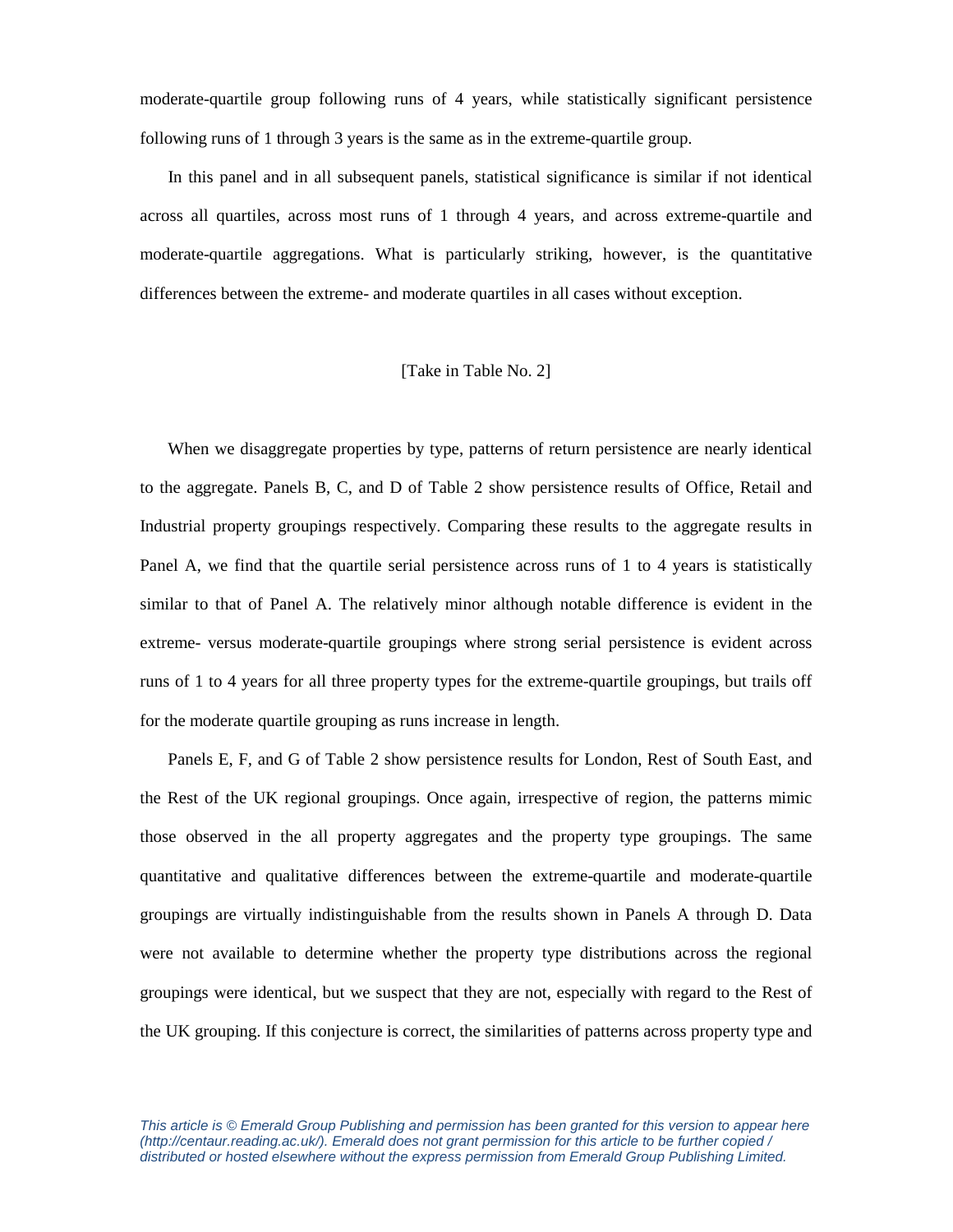moderate-quartile group following runs of 4 years, while statistically significant persistence following runs of 1 through 3 years is the same as in the extreme-quartile group.

In this panel and in all subsequent panels, statistical significance is similar if not identical across all quartiles, across most runs of 1 through 4 years, and across extreme-quartile and moderate-quartile aggregations. What is particularly striking, however, is the quantitative differences between the extreme- and moderate quartiles in all cases without exception.

[Take in Table No. 2]

When we disaggregate properties by type, patterns of return persistence are nearly identical to the aggregate. Panels B, C, and D of Table 2 show persistence results of Office, Retail and Industrial property groupings respectively. Comparing these results to the aggregate results in Panel A, we find that the quartile serial persistence across runs of 1 to 4 years is statistically similar to that of Panel A. The relatively minor although notable difference is evident in the extreme- versus moderate-quartile groupings where strong serial persistence is evident across runs of 1 to 4 years for all three property types for the extreme-quartile groupings, but trails off for the moderate quartile grouping as runs increase in length.

Panels E, F, and G of Table 2 show persistence results for London, Rest of South East, and the Rest of the UK regional groupings. Once again, irrespective of region, the patterns mimic those observed in the all property aggregates and the property type groupings. The same quantitative and qualitative differences between the extreme-quartile and moderate-quartile groupings are virtually indistinguishable from the results shown in Panels A through D. Data were not available to determine whether the property type distributions across the regional groupings were identical, but we suspect that they are not, especially with regard to the Rest of the UK grouping. If this conjecture is correct, the similarities of patterns across property type and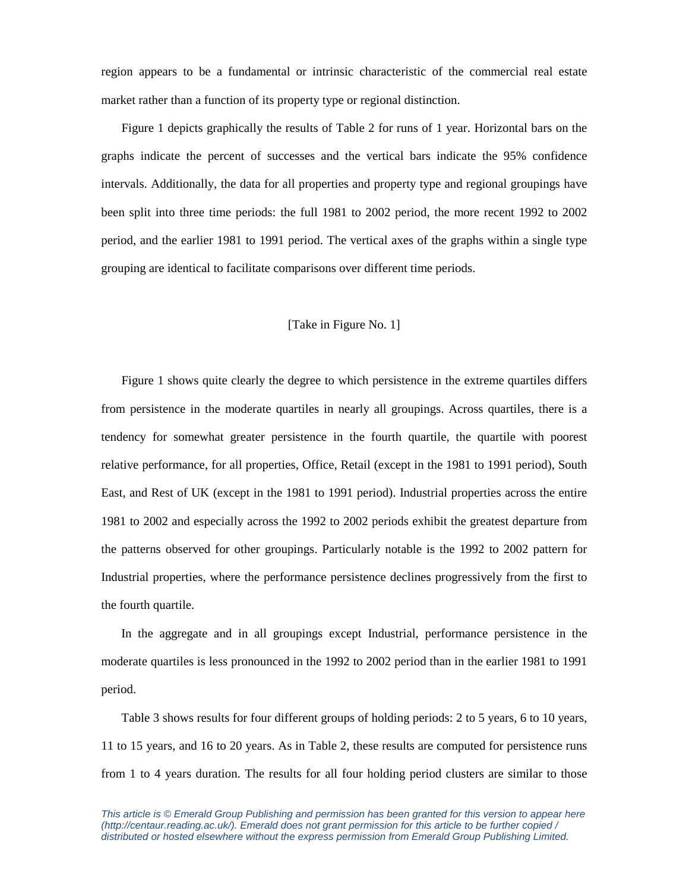region appears to be a fundamental or intrinsic characteristic of the commercial real estate market rather than a function of its property type or regional distinction.

Figure 1 depicts graphically the results of Table 2 for runs of 1 year. Horizontal bars on the graphs indicate the percent of successes and the vertical bars indicate the 95% confidence intervals. Additionally, the data for all properties and property type and regional groupings have been split into three time periods: the full 1981 to 2002 period, the more recent 1992 to 2002 period, and the earlier 1981 to 1991 period. The vertical axes of the graphs within a single type grouping are identical to facilitate comparisons over different time periods.

[Take in Figure No. 1]

Figure 1 shows quite clearly the degree to which persistence in the extreme quartiles differs from persistence in the moderate quartiles in nearly all groupings. Across quartiles, there is a tendency for somewhat greater persistence in the fourth quartile, the quartile with poorest relative performance, for all properties, Office, Retail (except in the 1981 to 1991 period), South East, and Rest of UK (except in the 1981 to 1991 period). Industrial properties across the entire 1981 to 2002 and especially across the 1992 to 2002 periods exhibit the greatest departure from the patterns observed for other groupings. Particularly notable is the 1992 to 2002 pattern for Industrial properties, where the performance persistence declines progressively from the first to the fourth quartile.

In the aggregate and in all groupings except Industrial, performance persistence in the moderate quartiles is less pronounced in the 1992 to 2002 period than in the earlier 1981 to 1991 period.

Table 3 shows results for four different groups of holding periods: 2 to 5 years, 6 to 10 years, 11 to 15 years, and 16 to 20 years. As in Table 2, these results are computed for persistence runs from 1 to 4 years duration. The results for all four holding period clusters are similar to those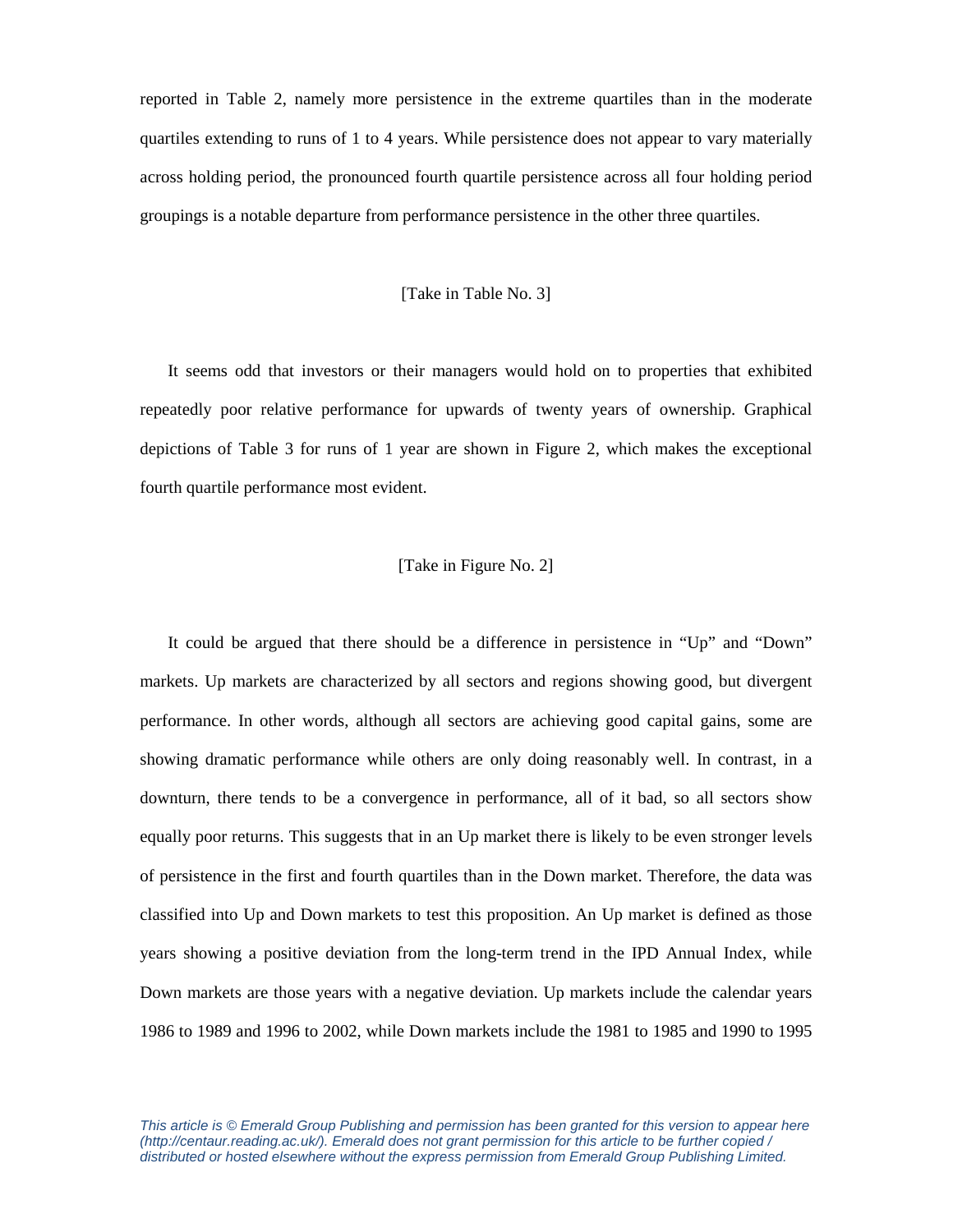reported in Table 2, namely more persistence in the extreme quartiles than in the moderate quartiles extending to runs of 1 to 4 years. While persistence does not appear to vary materially across holding period, the pronounced fourth quartile persistence across all four holding period groupings is a notable departure from performance persistence in the other three quartiles.

[Take in Table No. 3]

It seems odd that investors or their managers would hold on to properties that exhibited repeatedly poor relative performance for upwards of twenty years of ownership. Graphical depictions of Table 3 for runs of 1 year are shown in Figure 2, which makes the exceptional fourth quartile performance most evident.

[Take in Figure No. 2]

It could be argued that there should be a difference in persistence in "Up" and "Down" markets. Up markets are characterized by all sectors and regions showing good, but divergent performance. In other words, although all sectors are achieving good capital gains, some are showing dramatic performance while others are only doing reasonably well. In contrast, in a downturn, there tends to be a convergence in performance, all of it bad, so all sectors show equally poor returns. This suggests that in an Up market there is likely to be even stronger levels of persistence in the first and fourth quartiles than in the Down market. Therefore, the data was classified into Up and Down markets to test this proposition. An Up market is defined as those years showing a positive deviation from the long-term trend in the IPD Annual Index, while Down markets are those years with a negative deviation. Up markets include the calendar years 1986 to 1989 and 1996 to 2002, while Down markets include the 1981 to 1985 and 1990 to 1995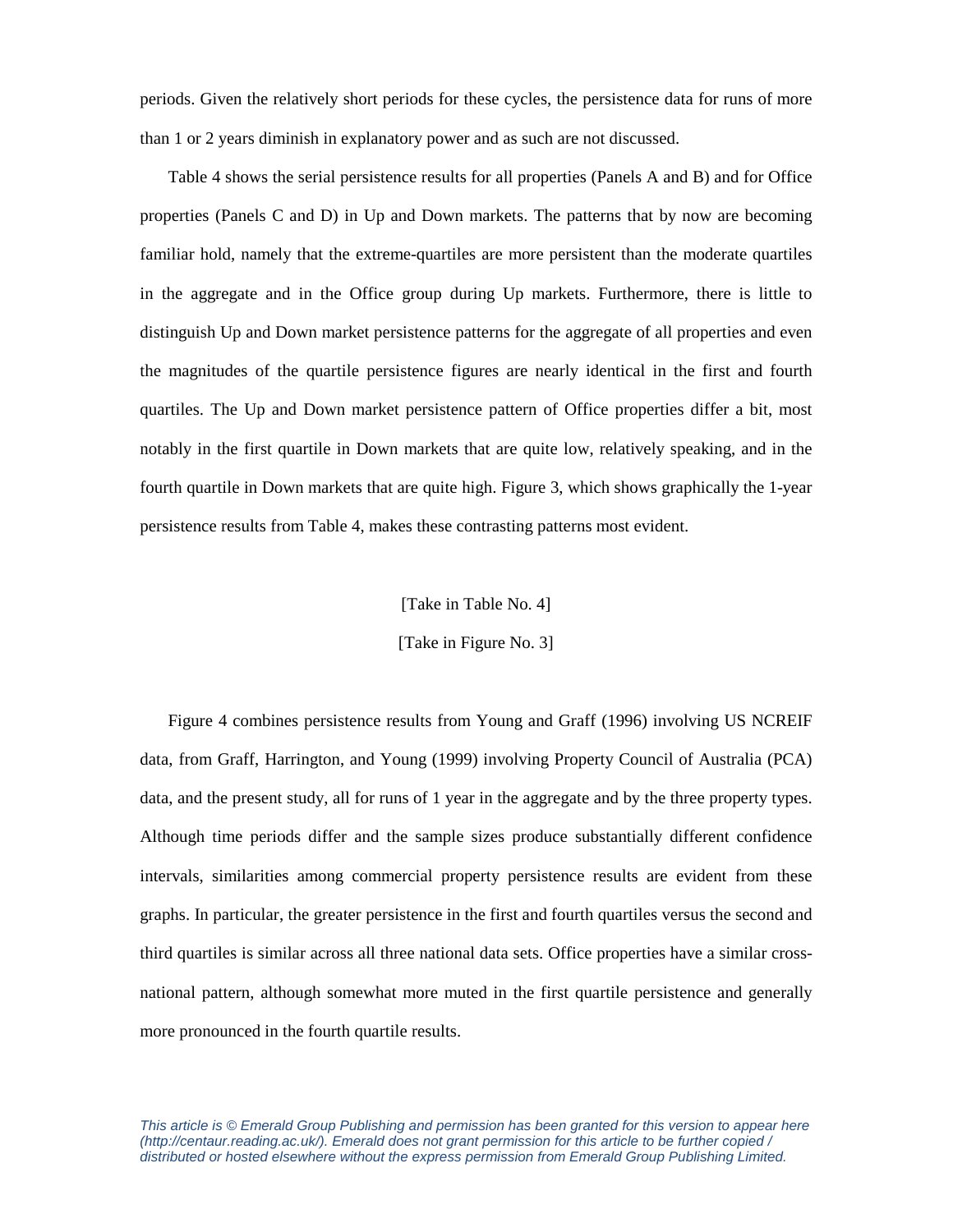periods. Given the relatively short periods for these cycles, the persistence data for runs of more than 1 or 2 years diminish in explanatory power and as such are not discussed.

Table 4 shows the serial persistence results for all properties (Panels A and B) and for Office properties (Panels C and D) in Up and Down markets. The patterns that by now are becoming familiar hold, namely that the extreme-quartiles are more persistent than the moderate quartiles in the aggregate and in the Office group during Up markets. Furthermore, there is little to distinguish Up and Down market persistence patterns for the aggregate of all properties and even the magnitudes of the quartile persistence figures are nearly identical in the first and fourth quartiles. The Up and Down market persistence pattern of Office properties differ a bit, most notably in the first quartile in Down markets that are quite low, relatively speaking, and in the fourth quartile in Down markets that are quite high. Figure 3, which shows graphically the 1-year persistence results from Table 4, makes these contrasting patterns most evident.

[Take in Table No. 4]

[Take in Figure No. 3]

Figure 4 combines persistence results from Young and Graff (1996) involving US NCREIF data, from Graff, Harrington, and Young (1999) involving Property Council of Australia (PCA) data, and the present study, all for runs of 1 year in the aggregate and by the three property types. Although time periods differ and the sample sizes produce substantially different confidence intervals, similarities among commercial property persistence results are evident from these graphs. In particular, the greater persistence in the first and fourth quartiles versus the second and third quartiles is similar across all three national data sets. Office properties have a similar cross-national pattern, although somewhat more muted in the first quartile persistence and generally more pronounced in the fourth quartile results.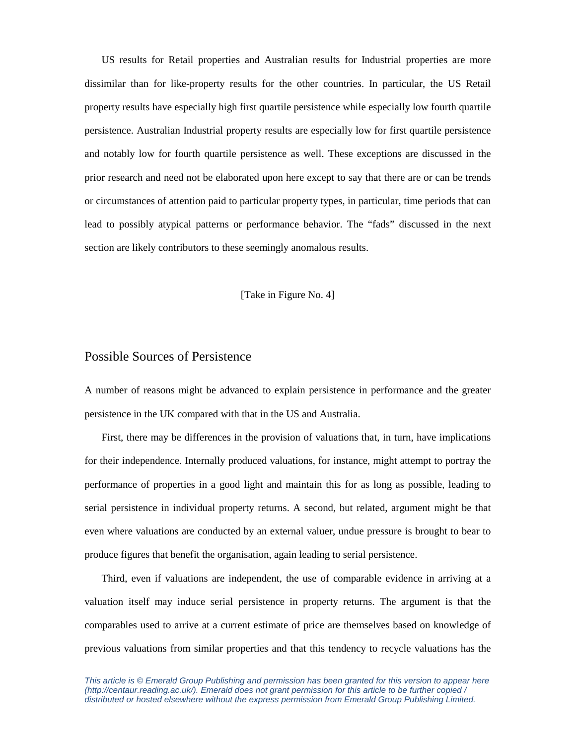US results for Retail properties and Australian results for Industrial properties are more dissimilar than for like-property results for the other countries. In particular, the US Retail property results have especially high first quartile persistence while especially low fourth quartile persistence. Australian Industrial property results are especially low for first quartile persistence and notably low for fourth quartile persistence as well. These exceptions are discussed in the prior research and need not be elaborated upon here except to say that there are or can be trends or circumstances of attention paid to particular property types, in particular, time periods that can lead to possibly atypical patterns or performance behavior. The "fads" discussed in the next section are likely contributors to these seemingly anomalous results.

[Take in Figure No. 4]

## Possible Sources of Persistence

A number of reasons might be advanced to explain persistence in performance and the greater persistence in the UK compared with that in the US and Australia.

First, there may be differences in the provision of valuations that, in turn, have implications for their independence. Internally produced valuations, for instance, might attempt to portray the performance of properties in a good light and maintain this for as long as possible, leading to serial persistence in individual property returns. A second, but related, argument might be that even where valuations are conducted by an external valuer, undue pressure is brought to bear to produce figures that benefit the organisation, again leading to serial persistence.

Third, even if valuations are independent, the use of comparable evidence in arriving at a valuation itself may induce serial persistence in property returns. The argument is that the comparables used to arrive at a current estimate of price are themselves based on knowledge of previous valuations from similar properties and that this tendency to recycle valuations has the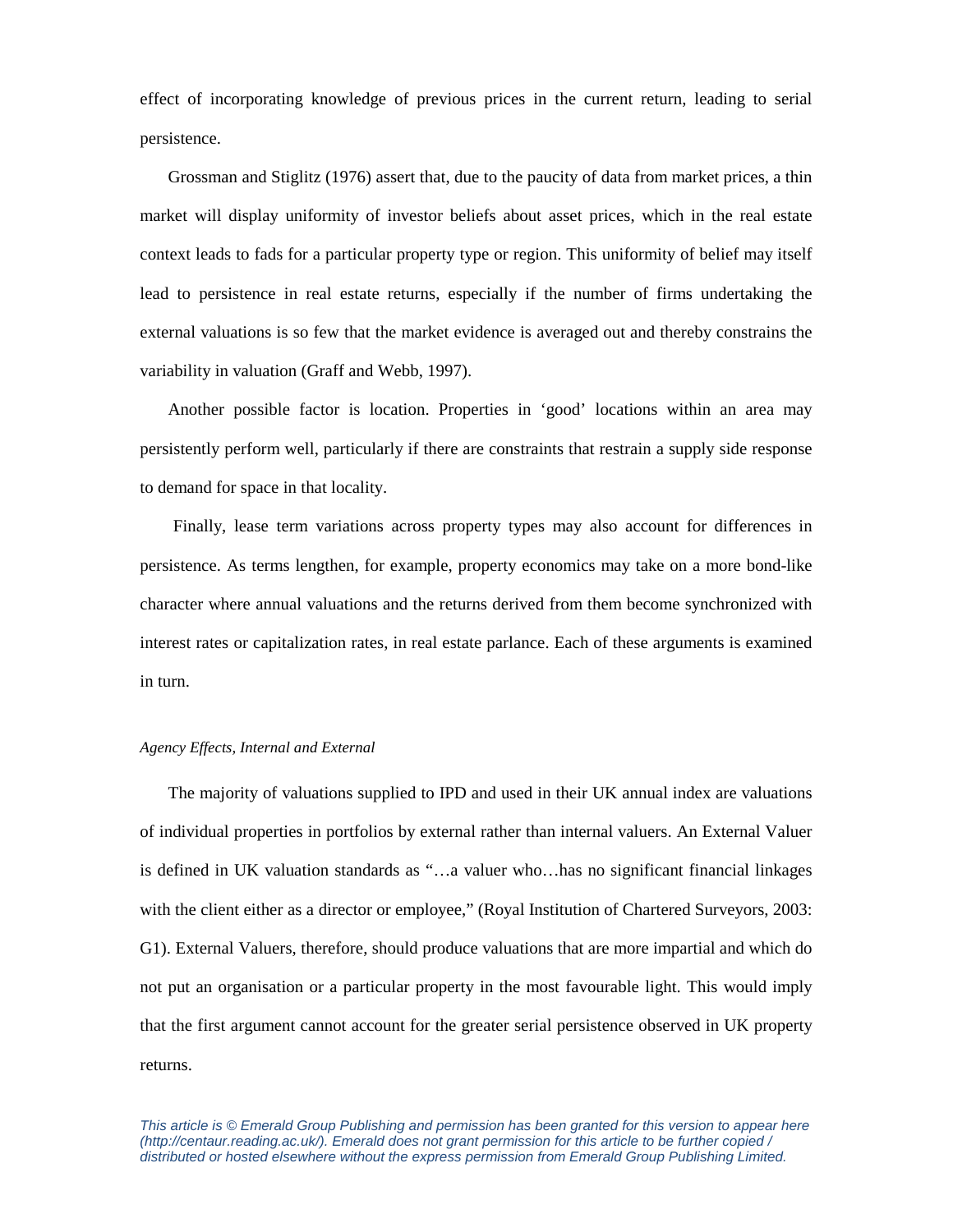effect of incorporating knowledge of previous prices in the current return, leading to serial persistence.

Grossman and Stiglitz (1976) assert that, due to the paucity of data from market prices, a thin market will display uniformity of investor beliefs about asset prices, which in the real estate context leads to fads for a particular property type or region. This uniformity of belief may itself lead to persistence in real estate returns, especially if the number of firms undertaking the external valuations is so few that the market evidence is averaged out and thereby constrains the variability in valuation (Graff and Webb, 1997).

Another possible factor is location. Properties in 'good' locations within an area may persistently perform well, particularly if there are constraints that restrain a supply side response to demand for space in that locality.

Finally, lease term variations across property types may also account for differences in persistence. As terms lengthen, for example, property economics may take on a more bond-like character where annual valuations and the returns derived from them become synchronized with interest rates or capitalization rates, in real estate parlance. Each of these arguments is examined in turn.

*Agency Effects, Internal and External*

The majority of valuations supplied to IPD and used in their UK annual index are valuations of individual properties in portfolios by external rather than internal valuers. An External Valuer is defined in UK valuation standards as "…a valuer who…has no significant financial linkages with the client either as a director or employee," (Royal Institution of Chartered Surveyors, 2003: G1). External Valuers, therefore, should produce valuations that are more impartial and which do not put an organisation or a particular property in the most favourable light. This would imply that the first argument cannot account for the greater serial persistence observed in UK property returns.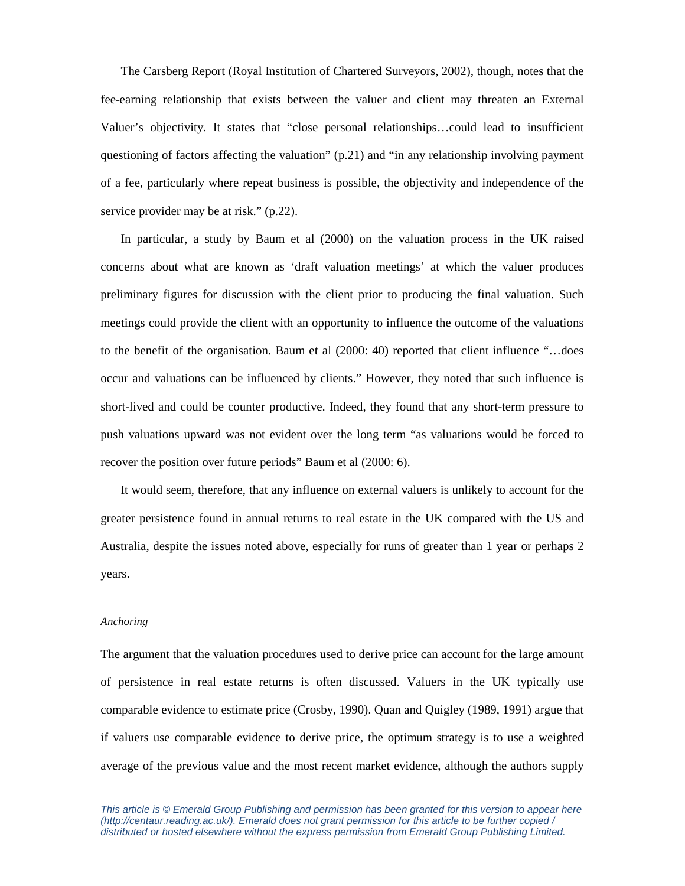The Carsberg Report (Royal Institution of Chartered Surveyors, 2002), though, notes that the fee-earning relationship that exists between the valuer and client may threaten an External Valuer's objectivity. It states that "close personal relationships…could lead to insufficient questioning of factors affecting the valuation" (p.21) and "in any relationship involving payment of a fee, particularly where repeat business is possible, the objectivity and independence of the service provider may be at risk." (p.22).

In particular, a study by Baum et al (2000) on the valuation process in the UK raised concerns about what are known as 'draft valuation meetings' at which the valuer produces preliminary figures for discussion with the client prior to producing the final valuation. Such meetings could provide the client with an opportunity to influence the outcome of the valuations to the benefit of the organisation. Baum et al (2000: 40) reported that client influence "…does occur and valuations can be influenced by clients." However, they noted that such influence is short-lived and could be counter productive. Indeed, they found that any short-term pressure to push valuations upward was not evident over the long term "as valuations would be forced to recover the position over future periods" Baum et al (2000: 6).

It would seem, therefore, that any influence on external valuers is unlikely to account for the greater persistence found in annual returns to real estate in the UK compared with the US and Australia, despite the issues noted above, especially for runs of greater than 1 year or perhaps 2 years.

*Anchoring*

The argument that the valuation procedures used to derive price can account for the large amount of persistence in real estate returns is often discussed. Valuers in the UK typically use comparable evidence to estimate price (Crosby, 1990). Quan and Quigley (1989, 1991) argue that if valuers use comparable evidence to derive price, the optimum strategy is to use a weighted average of the previous value and the most recent market evidence, although the authors supply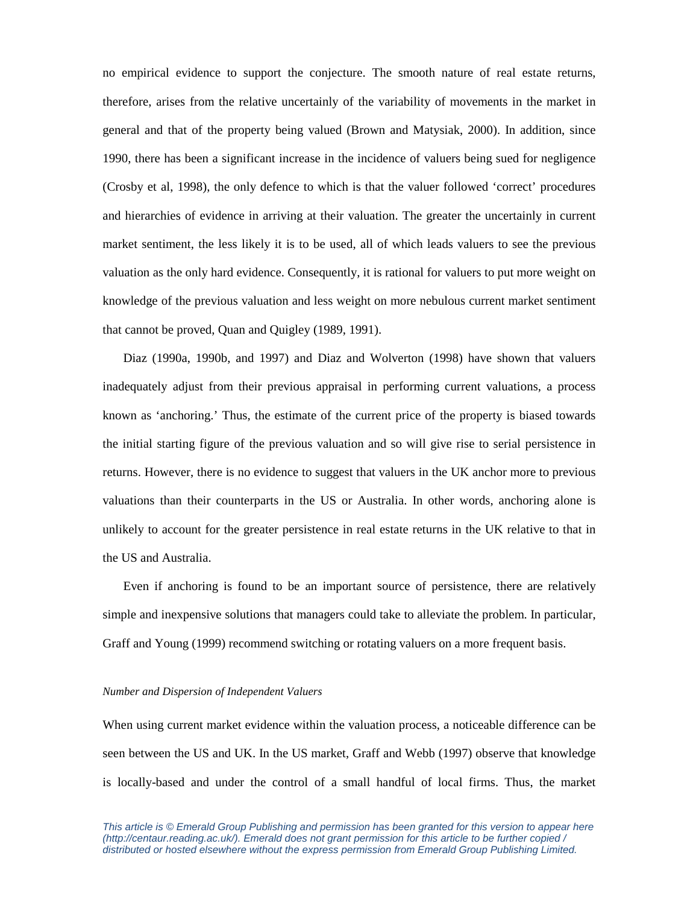no empirical evidence to support the conjecture. The smooth nature of real estate returns, therefore, arises from the relative uncertainly of the variability of movements in the market in general and that of the property being valued (Brown and Matysiak, 2000). In addition, since 1990, there has been a significant increase in the incidence of valuers being sued for negligence (Crosby et al, 1998), the only defence to which is that the valuer followed 'correct' procedures and hierarchies of evidence in arriving at their valuation. The greater the uncertainly in current market sentiment, the less likely it is to be used, all of which leads valuers to see the previous valuation as the only hard evidence. Consequently, it is rational for valuers to put more weight on knowledge of the previous valuation and less weight on more nebulous current market sentiment that cannot be proved, Quan and Quigley (1989, 1991).

Diaz (1990a, 1990b, and 1997) and Diaz and Wolverton (1998) have shown that valuers inadequately adjust from their previous appraisal in performing current valuations, a process known as 'anchoring.' Thus, the estimate of the current price of the property is biased towards the initial starting figure of the previous valuation and so will give rise to serial persistence in returns. However, there is no evidence to suggest that valuers in the UK anchor more to previous valuations than their counterparts in the US or Australia. In other words, anchoring alone is unlikely to account for the greater persistence in real estate returns in the UK relative to that in the US and Australia.

Even if anchoring is found to be an important source of persistence, there are relatively simple and inexpensive solutions that managers could take to alleviate the problem. In particular, Graff and Young (1999) recommend switching or rotating valuers on a more frequent basis.

*Number and Dispersion of Independent Valuers*

When using current market evidence within the valuation process, a noticeable difference can be seen between the US and UK. In the US market, Graff and Webb (1997) observe that knowledge is locally-based and under the control of a small handful of local firms. Thus, the market

*This article is © Emerald Group Publishing and permission has been granted for this version to appear here (http://centaur.reading.ac.uk/). Emerald does not grant permission for this article to be further copied / distributed or hosted elsewhere without the express permission from Emerald Group Publishing Limited.*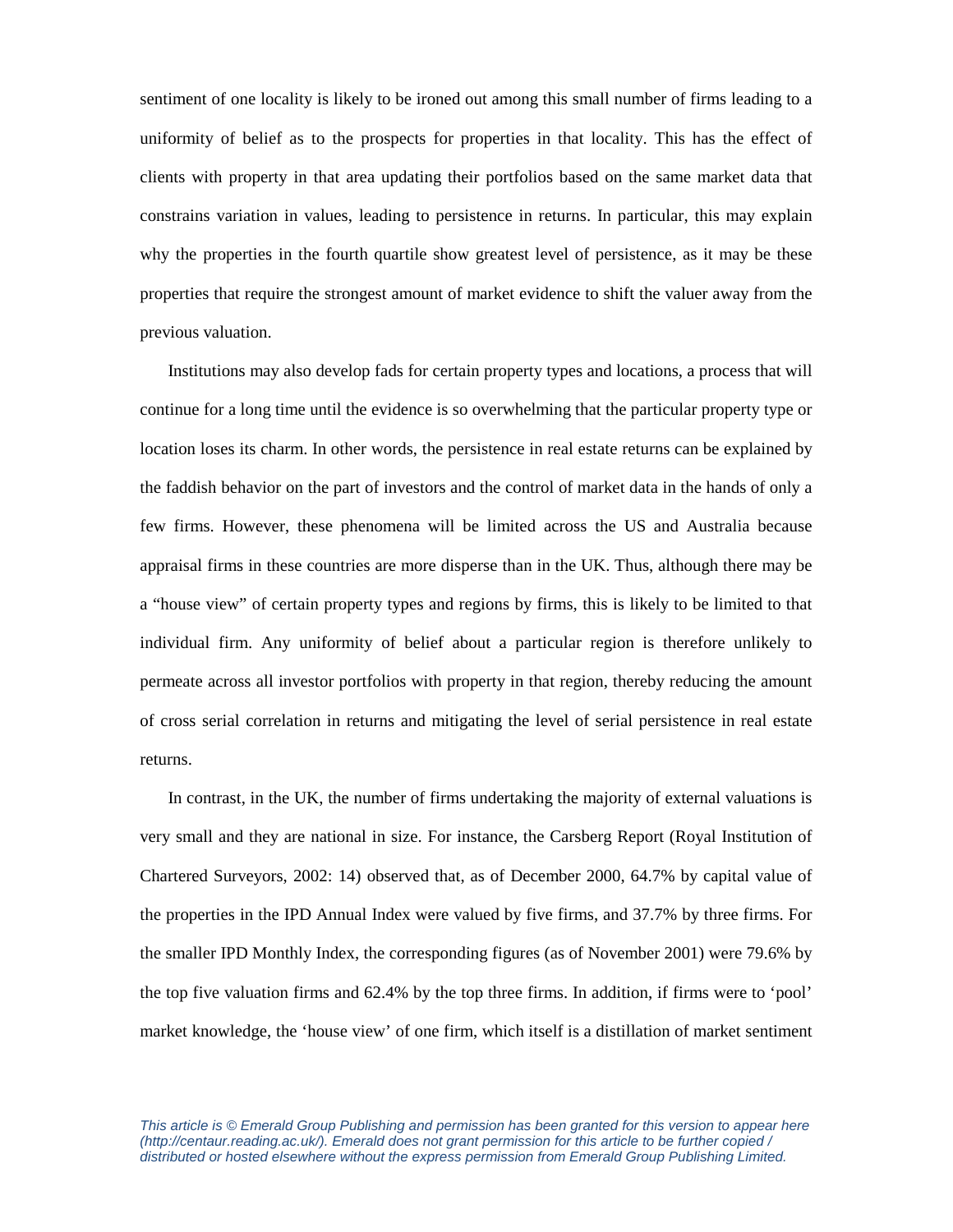sentiment of one locality is likely to be ironed out among this small number of firms leading to a uniformity of belief as to the prospects for properties in that locality. This has the effect of clients with property in that area updating their portfolios based on the same market data that constrains variation in values, leading to persistence in returns. In particular, this may explain why the properties in the fourth quartile show greatest level of persistence, as it may be these properties that require the strongest amount of market evidence to shift the valuer away from the previous valuation.

Institutions may also develop fads for certain property types and locations, a process that will continue for a long time until the evidence is so overwhelming that the particular property type or location loses its charm. In other words, the persistence in real estate returns can be explained by the faddish behavior on the part of investors and the control of market data in the hands of only a few firms. However, these phenomena will be limited across the US and Australia because appraisal firms in these countries are more disperse than in the UK. Thus, although there may be a "house view" of certain property types and regions by firms, this is likely to be limited to that individual firm. Any uniformity of belief about a particular region is therefore unlikely to permeate across all investor portfolios with property in that region, thereby reducing the amount of cross serial correlation in returns and mitigating the level of serial persistence in real estate returns.

In contrast, in the UK, the number of firms undertaking the majority of external valuations is very small and they are national in size. For instance, the Carsberg Report (Royal Institution of Chartered Surveyors, 2002: 14) observed that, as of December 2000, 64.7% by capital value of the properties in the IPD Annual Index were valued by five firms, and 37.7% by three firms. For the smaller IPD Monthly Index, the corresponding figures (as of November 2001) were 79.6% by the top five valuation firms and 62.4% by the top three firms. In addition, if firms were to 'pool' market knowledge, the 'house view' of one firm, which itself is a distillation of market sentiment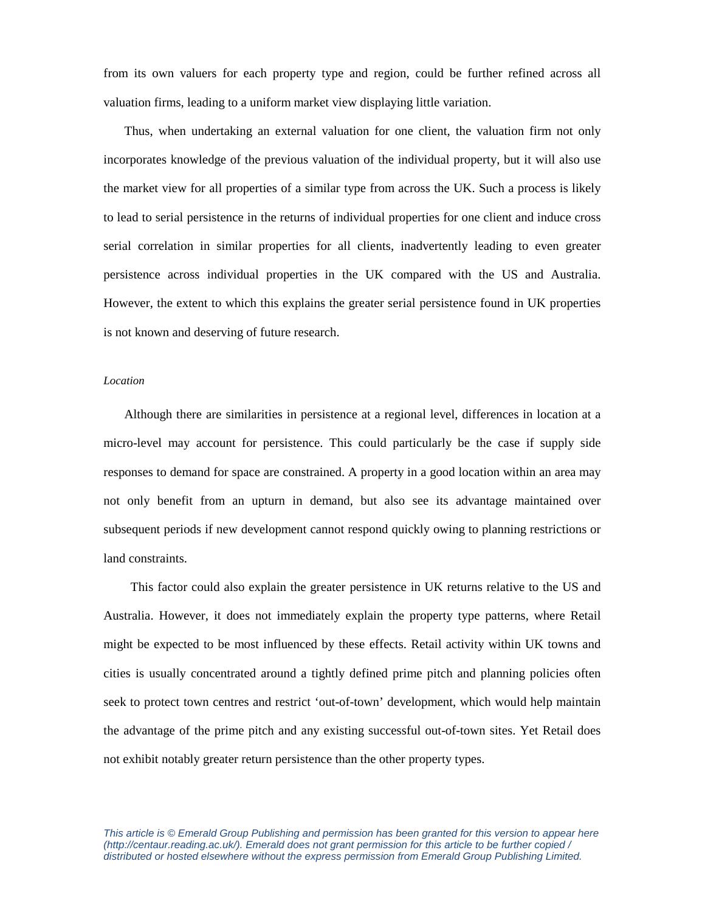from its own valuers for each property type and region, could be further refined across all valuation firms, leading to a uniform market view displaying little variation.

Thus, when undertaking an external valuation for one client, the valuation firm not only incorporates knowledge of the previous valuation of the individual property, but it will also use the market view for all properties of a similar type from across the UK. Such a process is likely to lead to serial persistence in the returns of individual properties for one client and induce cross serial correlation in similar properties for all clients, inadvertently leading to even greater persistence across individual properties in the UK compared with the US and Australia. However, the extent to which this explains the greater serial persistence found in UK properties is not known and deserving of future research.

*Location*

Although there are similarities in persistence at a regional level, differences in location at a micro-level may account for persistence. This could particularly be the case if supply side responses to demand for space are constrained. A property in a good location within an area may not only benefit from an upturn in demand, but also see its advantage maintained over subsequent periods if new development cannot respond quickly owing to planning restrictions or land constraints.

This factor could also explain the greater persistence in UK returns relative to the US and Australia. However, it does not immediately explain the property type patterns, where Retail might be expected to be most influenced by these effects. Retail activity within UK towns and cities is usually concentrated around a tightly defined prime pitch and planning policies often seek to protect town centres and restrict 'out-of-town' development, which would help maintain the advantage of the prime pitch and any existing successful out-of-town sites. Yet Retail does not exhibit notably greater return persistence than the other property types.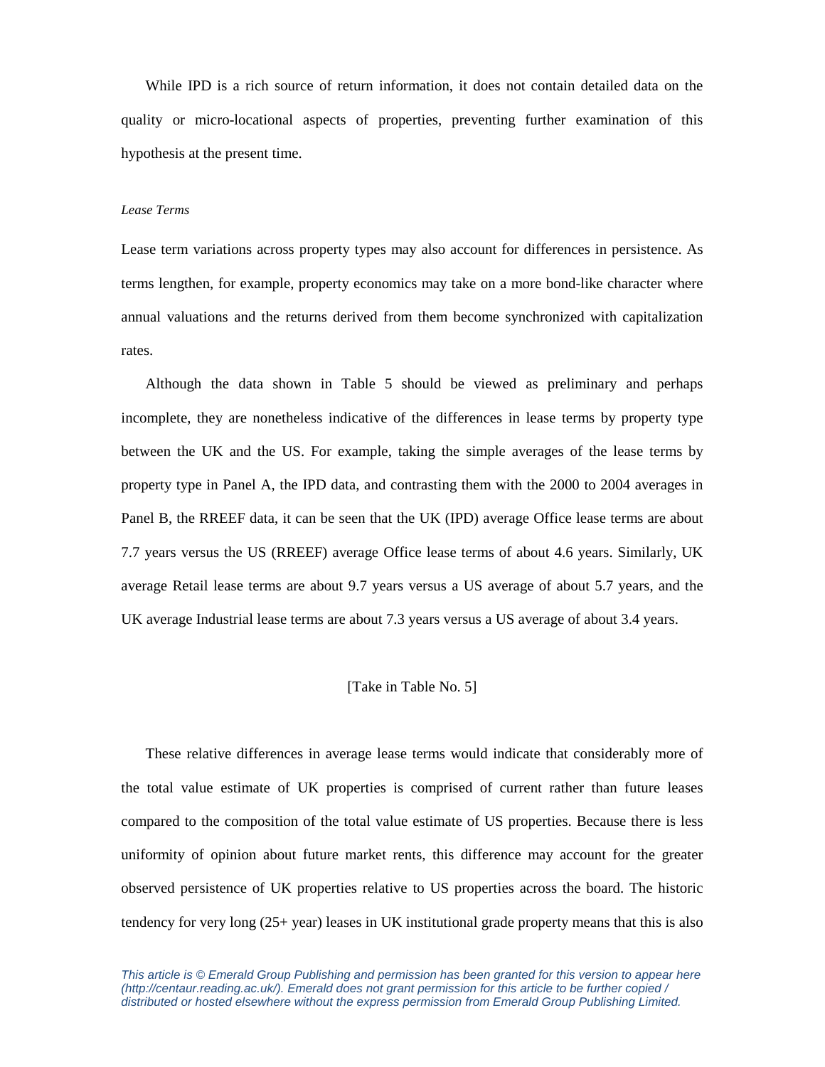While IPD is a rich source of return information, it does not contain detailed data on the quality or micro-locational aspects of properties, preventing further examination of this hypothesis at the present time.

*Lease Terms*

Lease term variations across property types may also account for differences in persistence. As terms lengthen, for example, property economics may take on a more bond-like character where annual valuations and the returns derived from them become synchronized with capitalization rates.

Although the data shown in Table 5 should be viewed as preliminary and perhaps incomplete, they are nonetheless indicative of the differences in lease terms by property type between the UK and the US. For example, taking the simple averages of the lease terms by property type in Panel A, the IPD data, and contrasting them with the 2000 to 2004 averages in Panel B, the RREEF data, it can be seen that the UK (IPD) average Office lease terms are about 7.7 years versus the US (RREEF) average Office lease terms of about 4.6 years. Similarly, UK average Retail lease terms are about 9.7 years versus a US average of about 5.7 years, and the UK average Industrial lease terms are about 7.3 years versus a US average of about 3.4 years.

[Take in Table No. 5]

These relative differences in average lease terms would indicate that considerably more of the total value estimate of UK properties is comprised of current rather than future leases compared to the composition of the total value estimate of US properties. Because there is less uniformity of opinion about future market rents, this difference may account for the greater observed persistence of UK properties relative to US properties across the board. The historic tendency for very long (25+ year) leases in UK institutional grade property means that this is also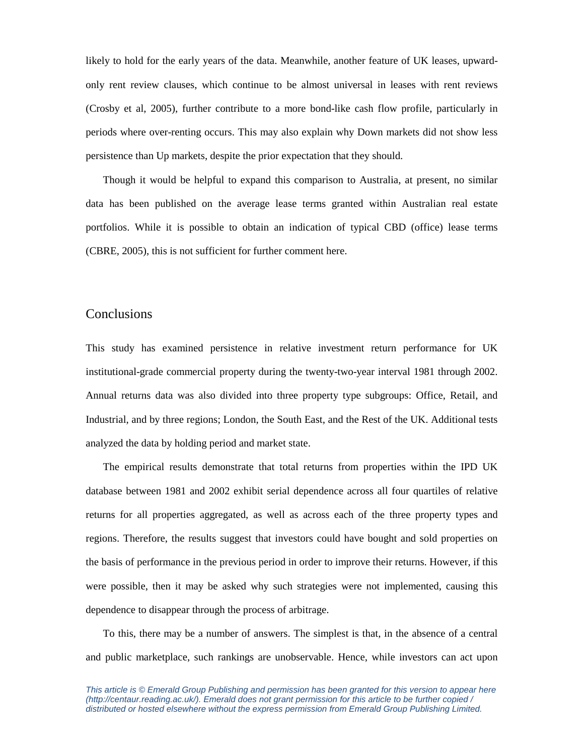likely to hold for the early years of the data. Meanwhile, another feature of UK leases, upward-only rent review clauses, which continue to be almost universal in leases with rent reviews (Crosby et al, 2005), further contribute to a more bond-like cash flow profile, particularly in periods where over-renting occurs. This may also explain why Down markets did not show less persistence than Up markets, despite the prior expectation that they should.

Though it would be helpful to expand this comparison to Australia, at present, no similar data has been published on the average lease terms granted within Australian real estate portfolios. While it is possible to obtain an indication of typical CBD (office) lease terms (CBRE, 2005), this is not sufficient for further comment here.

## Conclusions

This study has examined persistence in relative investment return performance for UK institutional-grade commercial property during the twenty-two-year interval 1981 through 2002. Annual returns data was also divided into three property type subgroups: Office, Retail, and Industrial, and by three regions; London, the South East, and the Rest of the UK. Additional tests analyzed the data by holding period and market state.

The empirical results demonstrate that total returns from properties within the IPD UK database between 1981 and 2002 exhibit serial dependence across all four quartiles of relative returns for all properties aggregated, as well as across each of the three property types and regions. Therefore, the results suggest that investors could have bought and sold properties on the basis of performance in the previous period in order to improve their returns. However, if this were possible, then it may be asked why such strategies were not implemented, causing this dependence to disappear through the process of arbitrage.

To this, there may be a number of answers. The simplest is that, in the absence of a central and public marketplace, such rankings are unobservable. Hence, while investors can act upon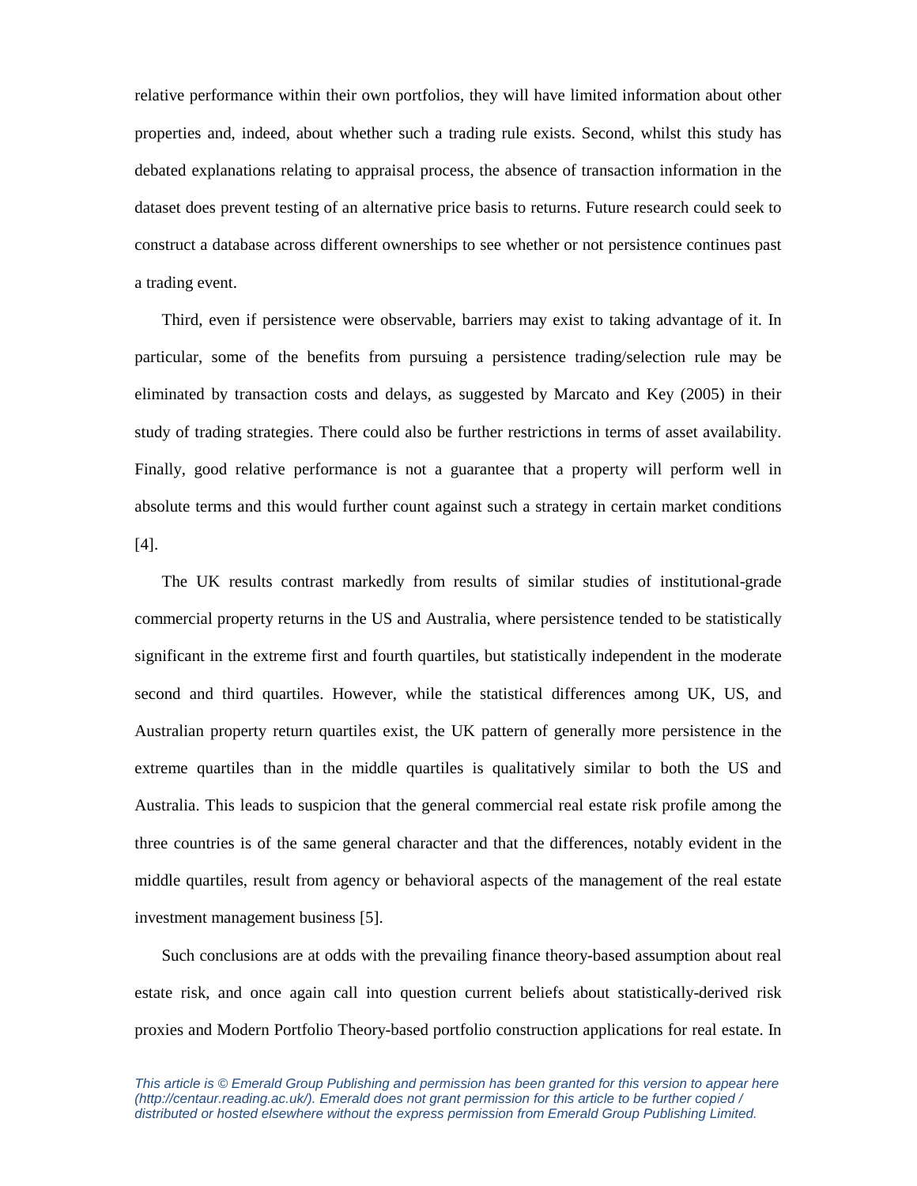relative performance within their own portfolios, they will have limited information about other properties and, indeed, about whether such a trading rule exists. Second, whilst this study has debated explanations relating to appraisal process, the absence of transaction information in the dataset does prevent testing of an alternative price basis to returns. Future research could seek to construct a database across different ownerships to see whether or not persistence continues past a trading event.

Third, even if persistence were observable, barriers may exist to taking advantage of it. In particular, some of the benefits from pursuing a persistence trading/selection rule may be eliminated by transaction costs and delays, as suggested by Marcato and Key (2005) in their study of trading strategies. There could also be further restrictions in terms of asset availability. Finally, good relative performance is not a guarantee that a property will perform well in absolute terms and this would further count against such a strategy in certain market conditions [4].

The UK results contrast markedly from results of similar studies of institutional-grade commercial property returns in the US and Australia, where persistence tended to be statistically significant in the extreme first and fourth quartiles, but statistically independent in the moderate second and third quartiles. However, while the statistical differences among UK, US, and Australian property return quartiles exist, the UK pattern of generally more persistence in the extreme quartiles than in the middle quartiles is qualitatively similar to both the US and Australia. This leads to suspicion that the general commercial real estate risk profile among the three countries is of the same general character and that the differences, notably evident in the middle quartiles, result from agency or behavioral aspects of the management of the real estate investment management business [5].

Such conclusions are at odds with the prevailing finance theory-based assumption about real estate risk, and once again call into question current beliefs about statistically-derived risk proxies and Modern Portfolio Theory-based portfolio construction applications for real estate. In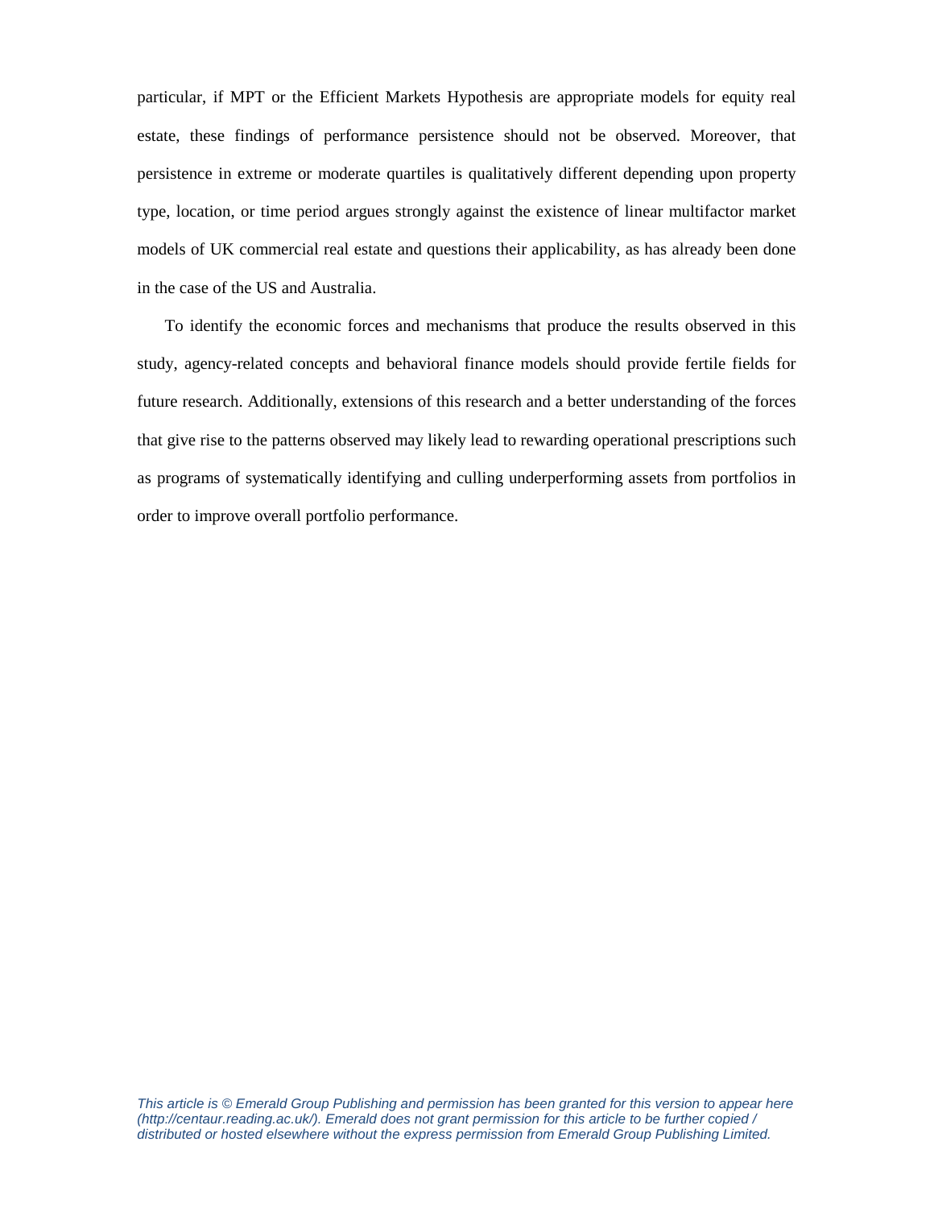particular, if MPT or the Efficient Markets Hypothesis are appropriate models for equity real estate, these findings of performance persistence should not be observed. Moreover, that persistence in extreme or moderate quartiles is qualitatively different depending upon property type, location, or time period argues strongly against the existence of linear multifactor market models of UK commercial real estate and questions their applicability, as has already been done in the case of the US and Australia.

To identify the economic forces and mechanisms that produce the results observed in this study, agency-related concepts and behavioral finance models should provide fertile fields for future research. Additionally, extensions of this research and a better understanding of the forces that give rise to the patterns observed may likely lead to rewarding operational prescriptions such as programs of systematically identifying and culling underperforming assets from portfolios in order to improve overall portfolio performance.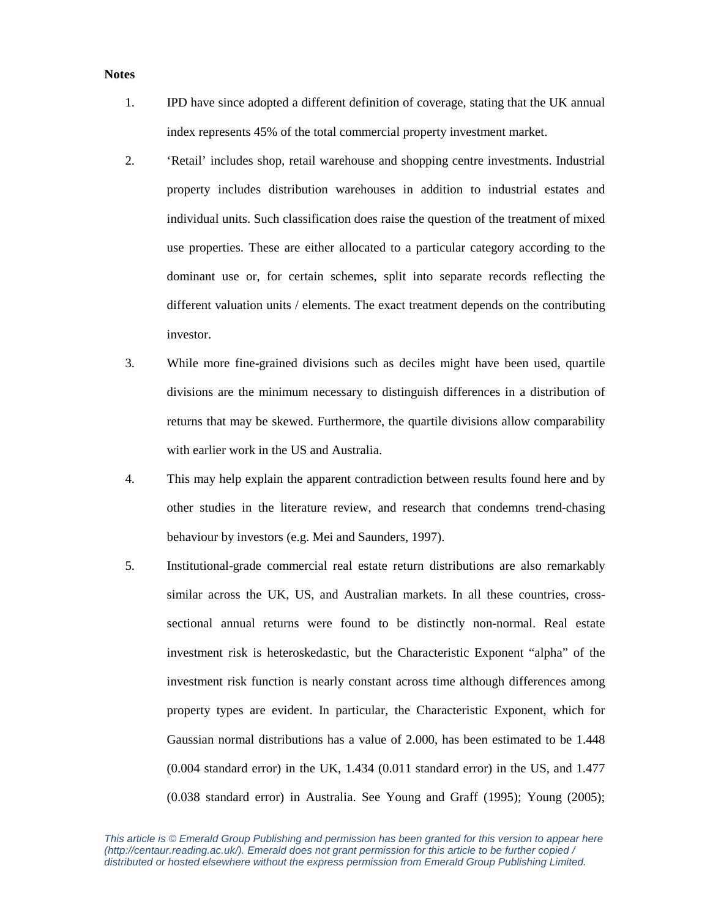**Notes**

1. IPD have since adopted a different definition of coverage, stating that the UK annual index represents 45% of the total commercial property investment market.

2. 'Retail' includes shop, retail warehouse and shopping centre investments. Industrial property includes distribution warehouses in addition to industrial estates and individual units. Such classification does raise the question of the treatment of mixed use properties. These are either allocated to a particular category according to the dominant use or, for certain schemes, split into separate records reflecting the different valuation units / elements. The exact treatment depends on the contributing investor.

3. While more fine-grained divisions such as deciles might have been used, quartile divisions are the minimum necessary to distinguish differences in a distribution of returns that may be skewed. Furthermore, the quartile divisions allow comparability with earlier work in the US and Australia.

4. This may help explain the apparent contradiction between results found here and by other studies in the literature review, and research that condemns trend-chasing behaviour by investors (e.g. Mei and Saunders, 1997).

5. Institutional-grade commercial real estate return distributions are also remarkably similar across the UK, US, and Australian markets. In all these countries, cross-sectional annual returns were found to be distinctly non-normal. Real estate investment risk is heteroskedastic, but the Characteristic Exponent "alpha" of the investment risk function is nearly constant across time although differences among property types are evident. In particular, the Characteristic Exponent, which for Gaussian normal distributions has a value of 2.000, has been estimated to be 1.448 (0.004 standard error) in the UK, 1.434 (0.011 standard error) in the US, and 1.477 (0.038 standard error) in Australia. See Young and Graff (1995); Young (2005);

*This article is © Emerald Group Publishing and permission has been granted for this version to appear here (http://centaur.reading.ac.uk/). Emerald does not grant permission for this article to be further copied / distributed or hosted elsewhere without the express permission from Emerald Group Publishing Limited.*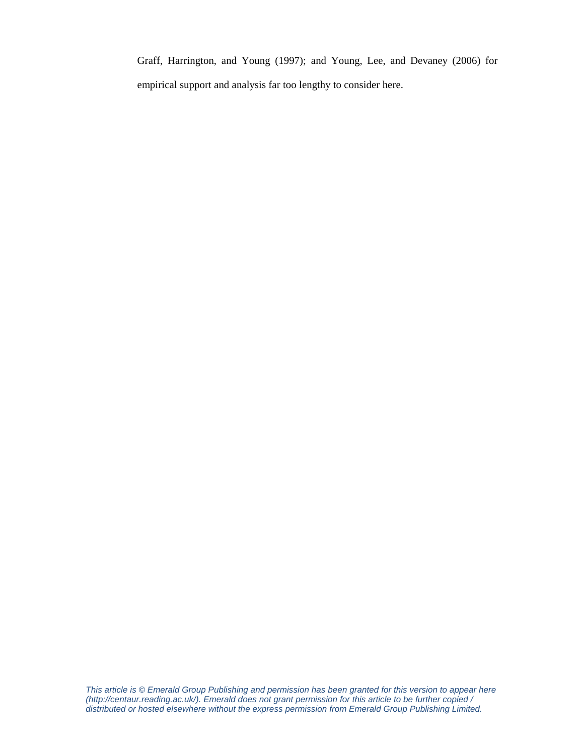Graff, Harrington, and Young (1997); and Young, Lee, and Devaney (2006) for empirical support and analysis far too lengthy to consider here.

*This article is © Emerald Group Publishing and permission has been granted for this version to appear here (http://centaur.reading.ac.uk/). Emerald does not grant permission for this article to be further copied / distributed or hosted elsewhere without the express permission from Emerald Group Publishing Limited.*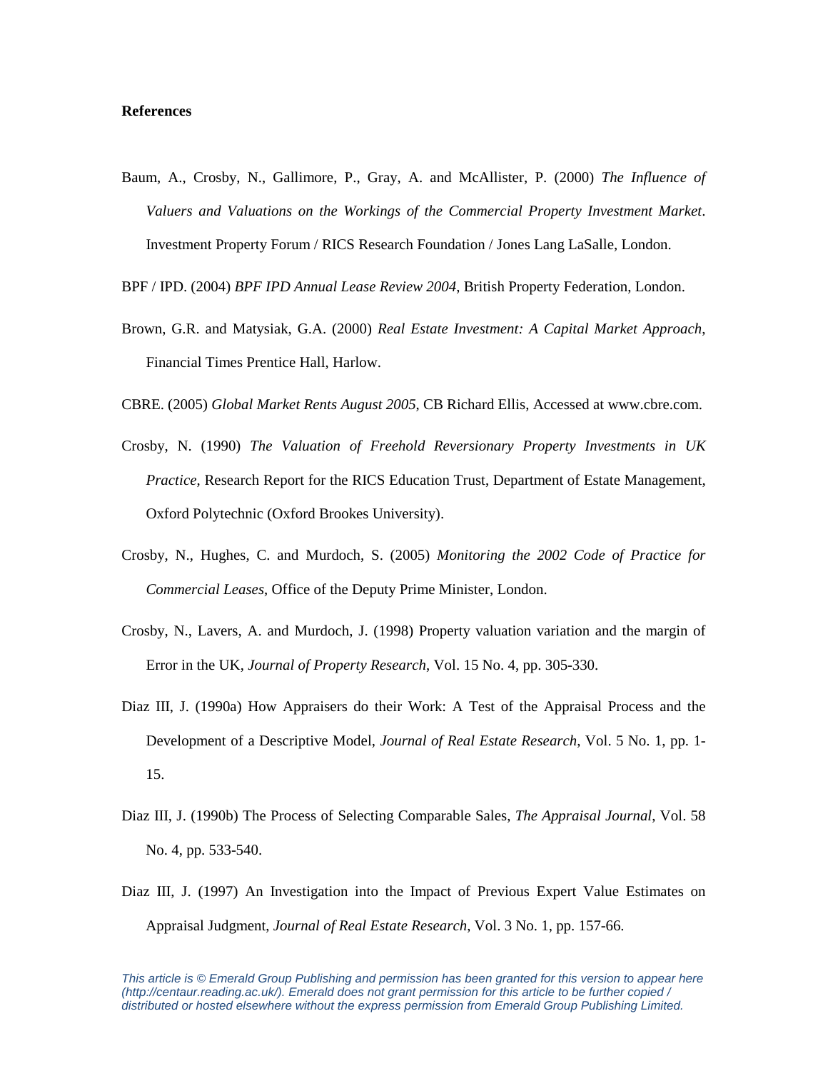**References**

Baum, A., Crosby, N., Gallimore, P., Gray, A. and McAllister, P. (2000) *The Influence of Valuers and Valuations on the Workings of the Commercial Property Investment Market*. Investment Property Forum / RICS Research Foundation / Jones Lang LaSalle, London.

BPF / IPD. (2004) *BPF IPD Annual Lease Review 2004*, British Property Federation, London.

Brown, G.R. and Matysiak, G.A. (2000) *Real Estate Investment: A Capital Market Approach*, Financial Times Prentice Hall, Harlow.

CBRE. (2005) *Global Market Rents August 2005*, CB Richard Ellis, Accessed at www.cbre.com.

Crosby, N. (1990) *The Valuation of Freehold Reversionary Property Investments in UK Practice*, Research Report for the RICS Education Trust, Department of Estate Management, Oxford Polytechnic (Oxford Brookes University).

Crosby, N., Hughes, C. and Murdoch, S. (2005) *Monitoring the 2002 Code of Practice for Commercial Leases*, Office of the Deputy Prime Minister, London.

Crosby, N., Lavers, A. and Murdoch, J. (1998) Property valuation variation and the margin of Error in the UK, *Journal of Property Research*, Vol. 15 No. 4, pp. 305-330.

Diaz III, J. (1990a) How Appraisers do their Work: A Test of the Appraisal Process and the Development of a Descriptive Model, *Journal of Real Estate Research*, Vol. 5 No. 1, pp. 1-15.

Diaz III, J. (1990b) The Process of Selecting Comparable Sales, *The Appraisal Journal*, Vol. 58 No. 4, pp. 533-540.

Diaz III, J. (1997) An Investigation into the Impact of Previous Expert Value Estimates on Appraisal Judgment, *Journal of Real Estate Research*, Vol. 3 No. 1, pp. 157-66.

*This article is © Emerald Group Publishing and permission has been granted for this version to appear here (http://centaur.reading.ac.uk/). Emerald does not grant permission for this article to be further copied / distributed or hosted elsewhere without the express permission from Emerald Group Publishing Limited.*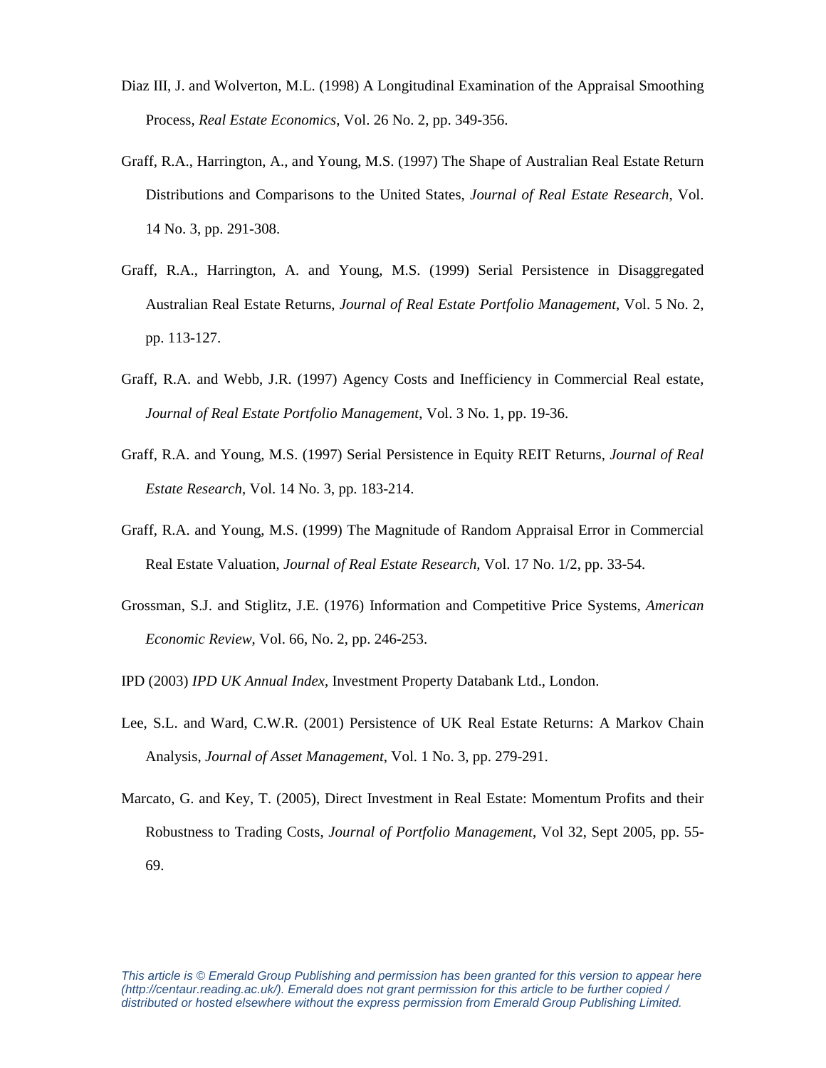Diaz III, J. and Wolverton, M.L. (1998) A Longitudinal Examination of the Appraisal Smoothing Process, *Real Estate Economics*, Vol. 26 No. 2, pp. 349-356.

Graff, R.A., Harrington, A., and Young, M.S. (1997) The Shape of Australian Real Estate Return Distributions and Comparisons to the United States, *Journal of Real Estate Research*, Vol. 14 No. 3, pp. 291-308.

Graff, R.A., Harrington, A. and Young, M.S. (1999) Serial Persistence in Disaggregated Australian Real Estate Returns, *Journal of Real Estate Portfolio Management*, Vol. 5 No. 2, pp. 113-127.

Graff, R.A. and Webb, J.R. (1997) Agency Costs and Inefficiency in Commercial Real estate, *Journal of Real Estate Portfolio Management*, Vol. 3 No. 1, pp. 19-36.

Graff, R.A. and Young, M.S. (1997) Serial Persistence in Equity REIT Returns, *Journal of Real Estate Research*, Vol. 14 No. 3, pp. 183-214.

Graff, R.A. and Young, M.S. (1999) The Magnitude of Random Appraisal Error in Commercial Real Estate Valuation, *Journal of Real Estate Research*, Vol. 17 No. 1/2, pp. 33-54.

Grossman, S.J. and Stiglitz, J.E. (1976) Information and Competitive Price Systems, *American Economic Review*, Vol. 66, No. 2, pp. 246-253.

IPD (2003) *IPD UK Annual Index*, Investment Property Databank Ltd., London.

Lee, S.L. and Ward, C.W.R. (2001) Persistence of UK Real Estate Returns: A Markov Chain Analysis, *Journal of Asset Management*, Vol. 1 No. 3, pp. 279-291.

Marcato, G. and Key, T. (2005), Direct Investment in Real Estate: Momentum Profits and their Robustness to Trading Costs, *Journal of Portfolio Management*, Vol 32, Sept 2005, pp. 55-69.

*This article is © Emerald Group Publishing and permission has been granted for this version to appear here (http://centaur.reading.ac.uk/). Emerald does not grant permission for this article to be further copied / distributed or hosted elsewhere without the express permission from Emerald Group Publishing Limited.*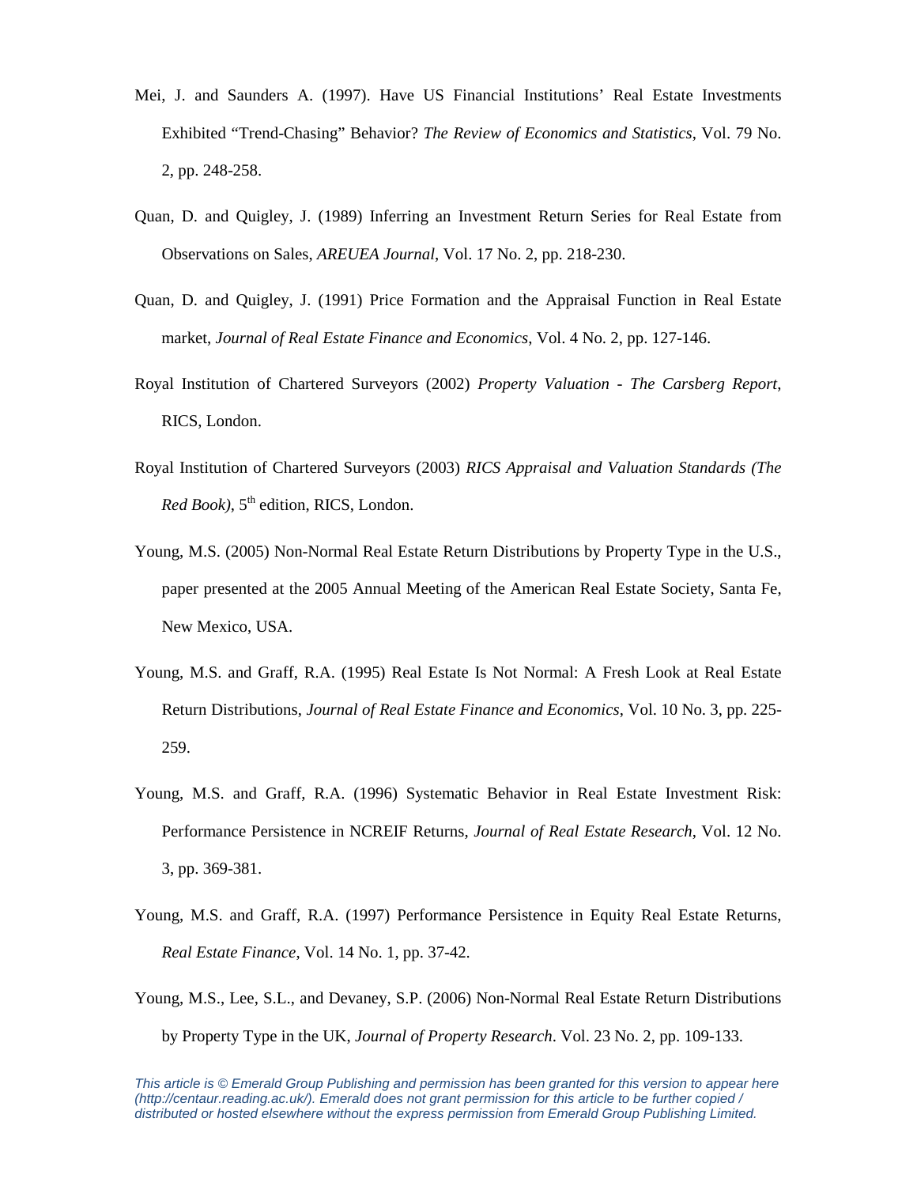Mei, J. and Saunders A. (1997). Have US Financial Institutions' Real Estate Investments Exhibited "Trend-Chasing" Behavior? *The Review of Economics and Statistics*, Vol. 79 No. 2, pp. 248-258.

Quan, D. and Quigley, J. (1989) Inferring an Investment Return Series for Real Estate from Observations on Sales, *AREUEA Journal*, Vol. 17 No. 2, pp. 218-230.

Quan, D. and Quigley, J. (1991) Price Formation and the Appraisal Function in Real Estate market, *Journal of Real Estate Finance and Economics*, Vol. 4 No. 2, pp. 127-146.

Royal Institution of Chartered Surveyors (2002) *Property Valuation - The Carsberg Report*, RICS, London.

Royal Institution of Chartered Surveyors (2003) *RICS Appraisal and Valuation Standards (The Red Book)*, 5th edition, RICS, London.

Young, M.S. (2005) Non-Normal Real Estate Return Distributions by Property Type in the U.S., paper presented at the 2005 Annual Meeting of the American Real Estate Society, Santa Fe, New Mexico, USA.

Young, M.S. and Graff, R.A. (1995) Real Estate Is Not Normal: A Fresh Look at Real Estate Return Distributions, *Journal of Real Estate Finance and Economics*, Vol. 10 No. 3, pp. 225-259.

Young, M.S. and Graff, R.A. (1996) Systematic Behavior in Real Estate Investment Risk: Performance Persistence in NCREIF Returns, *Journal of Real Estate Research*, Vol. 12 No. 3, pp. 369-381.

Young, M.S. and Graff, R.A. (1997) Performance Persistence in Equity Real Estate Returns, *Real Estate Finance*, Vol. 14 No. 1, pp. 37-42.

Young, M.S., Lee, S.L., and Devaney, S.P. (2006) Non-Normal Real Estate Return Distributions by Property Type in the UK, *Journal of Property Research*. Vol. 23 No. 2, pp. 109-133.

*This article is © Emerald Group Publishing and permission has been granted for this version to appear here (http://centaur.reading.ac.uk/). Emerald does not grant permission for this article to be further copied / distributed or hosted elsewhere without the express permission from Emerald Group Publishing Limited.*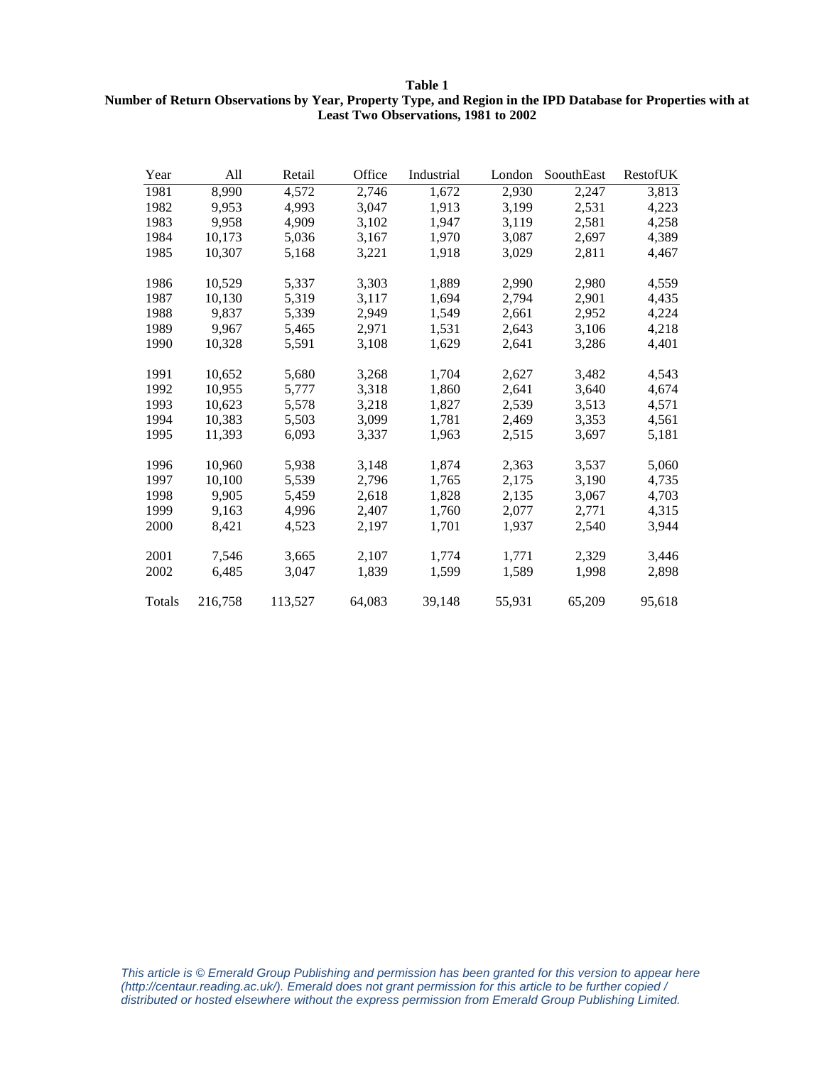**Table 1**
**Number of Return Observations by Year, Property Type, and Region in the IPD Database for Properties with at Least Two Observations, 1981 to 2002**

| Year | All | Retail | Office | Industrial | London | SoouthEast | RestofUK |
|---|---|---|---|---|---|---|---|
| 1981 | 8,990 | 4,572 | 2,746 | 1,672 | 2,930 | 2,247 | 3,813 |
| 1982 | 9,953 | 4,993 | 3,047 | 1,913 | 3,199 | 2,531 | 4,223 |
| 1983 | 9,958 | 4,909 | 3,102 | 1,947 | 3,119 | 2,581 | 4,258 |
| 1984 | 10,173 | 5,036 | 3,167 | 1,970 | 3,087 | 2,697 | 4,389 |
| 1985 | 10,307 | 5,168 | 3,221 | 1,918 | 3,029 | 2,811 | 4,467 |
| 1986 | 10,529 | 5,337 | 3,303 | 1,889 | 2,990 | 2,980 | 4,559 |
| 1987 | 10,130 | 5,319 | 3,117 | 1,694 | 2,794 | 2,901 | 4,435 |
| 1988 | 9,837 | 5,339 | 2,949 | 1,549 | 2,661 | 2,952 | 4,224 |
| 1989 | 9,967 | 5,465 | 2,971 | 1,531 | 2,643 | 3,106 | 4,218 |
| 1990 | 10,328 | 5,591 | 3,108 | 1,629 | 2,641 | 3,286 | 4,401 |
| 1991 | 10,652 | 5,680 | 3,268 | 1,704 | 2,627 | 3,482 | 4,543 |
| 1992 | 10,955 | 5,777 | 3,318 | 1,860 | 2,641 | 3,640 | 4,674 |
| 1993 | 10,623 | 5,578 | 3,218 | 1,827 | 2,539 | 3,513 | 4,571 |
| 1994 | 10,383 | 5,503 | 3,099 | 1,781 | 2,469 | 3,353 | 4,561 |
| 1995 | 11,393 | 6,093 | 3,337 | 1,963 | 2,515 | 3,697 | 5,181 |
| 1996 | 10,960 | 5,938 | 3,148 | 1,874 | 2,363 | 3,537 | 5,060 |
| 1997 | 10,100 | 5,539 | 2,796 | 1,765 | 2,175 | 3,190 | 4,735 |
| 1998 | 9,905 | 5,459 | 2,618 | 1,828 | 2,135 | 3,067 | 4,703 |
| 1999 | 9,163 | 4,996 | 2,407 | 1,760 | 2,077 | 2,771 | 4,315 |
| 2000 | 8,421 | 4,523 | 2,197 | 1,701 | 1,937 | 2,540 | 3,944 |
| 2001 | 7,546 | 3,665 | 2,107 | 1,774 | 1,771 | 2,329 | 3,446 |
| 2002 | 6,485 | 3,047 | 1,839 | 1,599 | 1,589 | 1,998 | 2,898 |
| Totals | 216,758 | 113,527 | 64,083 | 39,148 | 55,931 | 65,209 | 95,618 |

*This article is © Emerald Group Publishing and permission has been granted for this version to appear here (http://centaur.reading.ac.uk/). Emerald does not grant permission for this article to be further copied / distributed or hosted elsewhere without the express permission from Emerald Group Publishing Limited.*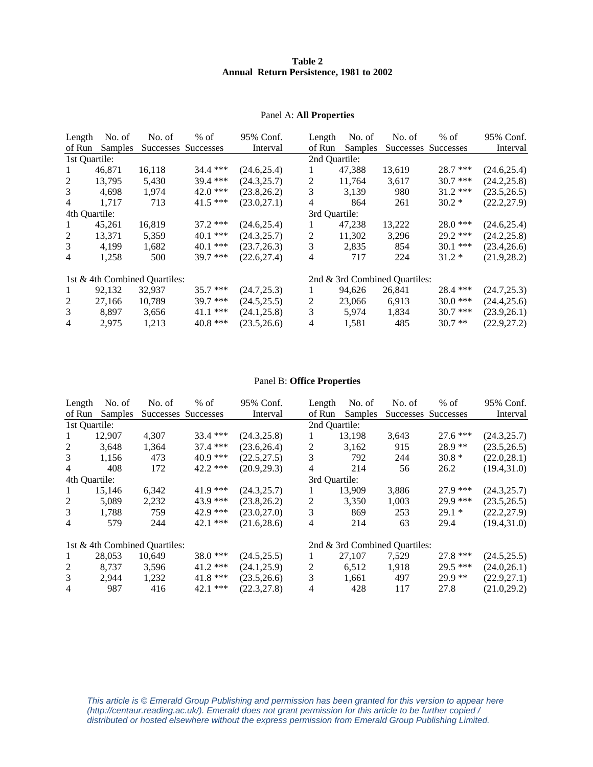**Table 2**
**Annual Return Persistence, 1981 to 2002**

Panel A: **All Properties**

| Length of Run | No. of Samples | No. of Successes | % of Successes | 95% Conf. Interval | Length of Run | No. of Samples | No. of Successes | % of Successes | 95% Conf. Interval |
|---|---|---|---|---|---|---|---|---|---|
| 1st Quartile: | | | | | 2nd Quartile: | | | | |
| 1 | 46,871 | 16,118 | 34.4 *** | (24.6,25.4) | 1 | 47,388 | 13,619 | 28.7 *** | (24.6,25.4) |
| 2 | 13,795 | 5,430 | 39.4 *** | (24.3,25.7) | 2 | 11,764 | 3,617 | 30.7 *** | (24.2,25.8) |
| 3 | 4,698 | 1,974 | 42.0 *** | (23.8,26.2) | 3 | 3,139 | 980 | 31.2 *** | (23.5,26.5) |
| 4 | 1,717 | 713 | 41.5 *** | (23.0,27.1) | 4 | 864 | 261 | 30.2 * | (22.2,27.9) |
| 4th Quartile: | | | | | 3rd Quartile: | | | | |
| 1 | 45,261 | 16,819 | 37.2 *** | (24.6,25.4) | 1 | 47,238 | 13,222 | 28.0 *** | (24.6,25.4) |
| 2 | 13,371 | 5,359 | 40.1 *** | (24.3,25.7) | 2 | 11,302 | 3,296 | 29.2 *** | (24.2,25.8) |
| 3 | 4,199 | 1,682 | 40.1 *** | (23.7,26.3) | 3 | 2,835 | 854 | 30.1 *** | (23.4,26.6) |
| 4 | 1,258 | 500 | 39.7 *** | (22.6,27.4) | 4 | 717 | 224 | 31.2 * | (21.9,28.2) |
| 1st & 4th Combined Quartiles: | | | | | 2nd & 3rd Combined Quartiles: | | | | |
| 1 | 92,132 | 32,937 | 35.7 *** | (24.7,25.3) | 1 | 94,626 | 26,841 | 28.4 *** | (24.7,25.3) |
| 2 | 27,166 | 10,789 | 39.7 *** | (24.5,25.5) | 2 | 23,066 | 6,913 | 30.0 *** | (24.4,25.6) |
| 3 | 8,897 | 3,656 | 41.1 *** | (24.1,25.8) | 3 | 5,974 | 1,834 | 30.7 *** | (23.9,26.1) |
| 4 | 2,975 | 1,213 | 40.8 *** | (23.5,26.6) | 4 | 1,581 | 485 | 30.7 ** | (22.9,27.2) |

Panel B: **Office Properties**

| Length of Run | No. of Samples | No. of Successes | % of Successes | 95% Conf. Interval | Length of Run | No. of Samples | No. of Successes | % of Successes | 95% Conf. Interval |
|---|---|---|---|---|---|---|---|---|---|
| 1st Quartile: | | | | | 2nd Quartile: | | | | |
| 1 | 12,907 | 4,307 | 33.4 *** | (24.3,25.8) | 1 | 13,198 | 3,643 | 27.6 *** | (24.3,25.7) |
| 2 | 3,648 | 1,364 | 37.4 *** | (23.6,26.4) | 2 | 3,162 | 915 | 28.9 ** | (23.5,26.5) |
| 3 | 1,156 | 473 | 40.9 *** | (22.5,27.5) | 3 | 792 | 244 | 30.8 * | (22.0,28.1) |
| 4 | 408 | 172 | 42.2 *** | (20.9,29.3) | 4 | 214 | 56 | 26.2 | (19.4,31.0) |
| 4th Quartile: | | | | | 3rd Quartile: | | | | |
| 1 | 15,146 | 6,342 | 41.9 *** | (24.3,25.7) | 1 | 13,909 | 3,886 | 27.9 *** | (24.3,25.7) |
| 2 | 5,089 | 2,232 | 43.9 *** | (23.8,26.2) | 2 | 3,350 | 1,003 | 29.9 *** | (23.5,26.5) |
| 3 | 1,788 | 759 | 42.9 *** | (23.0,27.0) | 3 | 869 | 253 | 29.1 * | (22.2,27.9) |
| 4 | 579 | 244 | 42.1 *** | (21.6,28.6) | 4 | 214 | 63 | 29.4 | (19.4,31.0) |
| 1st & 4th Combined Quartiles: | | | | | 2nd & 3rd Combined Quartiles: | | | | |
| 1 | 28,053 | 10,649 | 38.0 *** | (24.5,25.5) | 1 | 27,107 | 7,529 | 27.8 *** | (24.5,25.5) |
| 2 | 8,737 | 3,596 | 41.2 *** | (24.1,25.9) | 2 | 6,512 | 1,918 | 29.5 *** | (24.0,26.1) |
| 3 | 2,944 | 1,232 | 41.8 *** | (23.5,26.6) | 3 | 1,661 | 497 | 29.9 ** | (22.9,27.1) |
| 4 | 987 | 416 | 42.1 *** | (22.3,27.8) | 4 | 428 | 117 | 27.8 | (21.0,29.2) |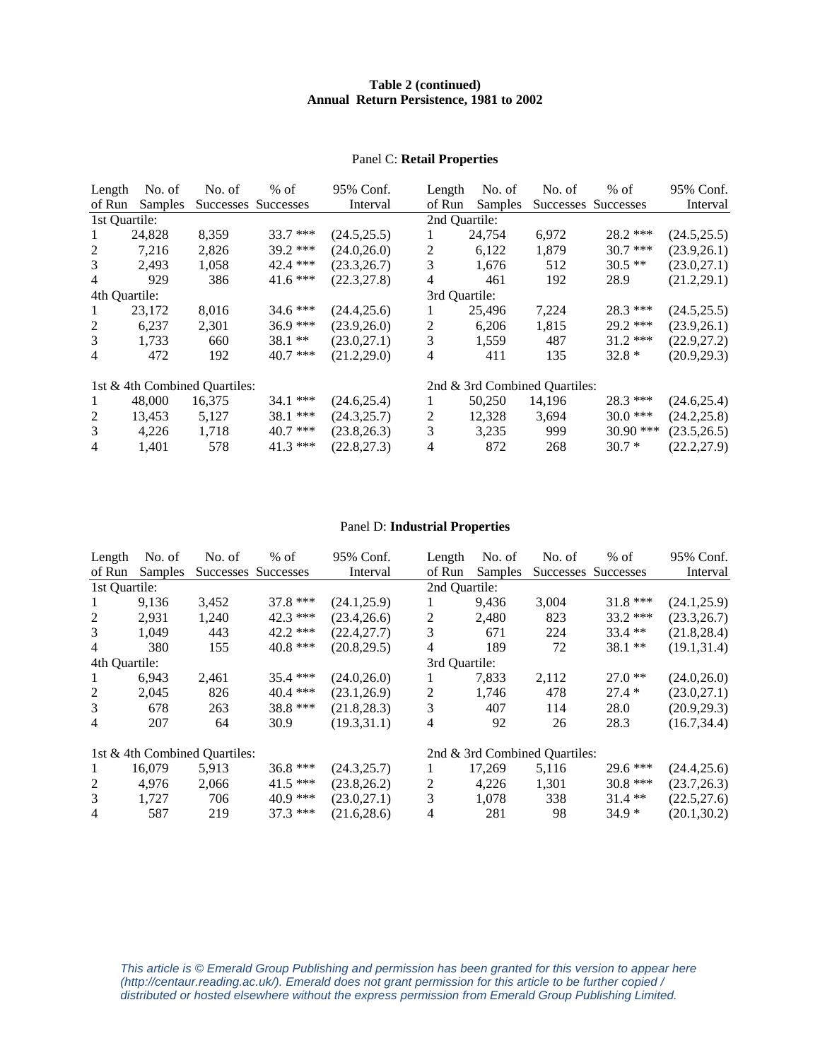**Table 2 (continued)**
**Annual Return Persistence, 1981 to 2002**

Panel C: **Retail Properties**

| Length of Run | No. of Samples | No. of Successes | % of Successes | 95% Conf. Interval | Length of Run | No. of Samples | No. of Successes | % of Successes | 95% Conf. Interval |
|---|---|---|---|---|---|---|---|---|---|
| 1st Quartile: | | | | | 2nd Quartile: | | | | |
| 1 | 24,828 | 8,359 | 33.7 *** | (24.5,25.5) | 1 | 24,754 | 6,972 | 28.2 *** | (24.5,25.5) |
| 2 | 7,216 | 2,826 | 39.2 *** | (24.0,26.0) | 2 | 6,122 | 1,879 | 30.7 *** | (23.9,26.1) |
| 3 | 2,493 | 1,058 | 42.4 *** | (23.3,26.7) | 3 | 1,676 | 512 | 30.5 ** | (23.0,27.1) |
| 4 | 929 | 386 | 41.6 *** | (22.3,27.8) | 4 | 461 | 192 | 28.9 | (21.2,29.1) |
| 4th Quartile: | | | | | 3rd Quartile: | | | | |
| 1 | 23,172 | 8,016 | 34.6 *** | (24.4,25.6) | 1 | 25,496 | 7,224 | 28.3 *** | (24.5,25.5) |
| 2 | 6,237 | 2,301 | 36.9 *** | (23.9,26.0) | 2 | 6,206 | 1,815 | 29.2 *** | (23.9,26.1) |
| 3 | 1,733 | 660 | 38.1 ** | (23.0,27.1) | 3 | 1,559 | 487 | 31.2 *** | (22.9,27.2) |
| 4 | 472 | 192 | 40.7 *** | (21.2,29.0) | 4 | 411 | 135 | 32.8 * | (20.9,29.3) |
| 1st & 4th Combined Quartiles: | | | | | 2nd & 3rd Combined Quartiles: | | | | |
| 1 | 48,000 | 16,375 | 34.1 *** | (24.6,25.4) | 1 | 50,250 | 14,196 | 28.3 *** | (24.6,25.4) |
| 2 | 13,453 | 5,127 | 38.1 *** | (24.3,25.7) | 2 | 12,328 | 3,694 | 30.0 *** | (24.2,25.8) |
| 3 | 4,226 | 1,718 | 40.7 *** | (23.8,26.3) | 3 | 3,235 | 999 | 30.90 *** | (23.5,26.5) |
| 4 | 1,401 | 578 | 41.3 *** | (22.8,27.3) | 4 | 872 | 268 | 30.7 * | (22.2,27.9) |

Panel D: **Industrial Properties**

| Length of Run | No. of Samples | No. of Successes | % of Successes | 95% Conf. Interval | Length of Run | No. of Samples | No. of Successes | % of Successes | 95% Conf. Interval |
|---|---|---|---|---|---|---|---|---|---|
| 1st Quartile: | | | | | 2nd Quartile: | | | | |
| 1 | 9,136 | 3,452 | 37.8 *** | (24.1,25.9) | 1 | 9,436 | 3,004 | 31.8 *** | (24.1,25.9) |
| 2 | 2,931 | 1,240 | 42.3 *** | (23.4,26.6) | 2 | 2,480 | 823 | 33.2 *** | (23.3,26.7) |
| 3 | 1,049 | 443 | 42.2 *** | (22.4,27.7) | 3 | 671 | 224 | 33.4 ** | (21.8,28.4) |
| 4 | 380 | 155 | 40.8 *** | (20.8,29.5) | 4 | 189 | 72 | 38.1 ** | (19.1,31.4) |
| 4th Quartile: | | | | | 3rd Quartile: | | | | |
| 1 | 6,943 | 2,461 | 35.4 *** | (24.0,26.0) | 1 | 7,833 | 2,112 | 27.0 ** | (24.0,26.0) |
| 2 | 2,045 | 826 | 40.4 *** | (23.1,26.9) | 2 | 1,746 | 478 | 27.4 * | (23.0,27.1) |
| 3 | 678 | 263 | 38.8 *** | (21.8,28.3) | 3 | 407 | 114 | 28.0 | (20.9,29.3) |
| 4 | 207 | 64 | 30.9 | (19.3,31.1) | 4 | 92 | 26 | 28.3 | (16.7,34.4) |
| 1st & 4th Combined Quartiles: | | | | | 2nd & 3rd Combined Quartiles: | | | | |
| 1 | 16,079 | 5,913 | 36.8 *** | (24.3,25.7) | 1 | 17,269 | 5,116 | 29.6 *** | (24.4,25.6) |
| 2 | 4,976 | 2,066 | 41.5 *** | (23.8,26.2) | 2 | 4,226 | 1,301 | 30.8 *** | (23.7,26.3) |
| 3 | 1,727 | 706 | 40.9 *** | (23.0,27.1) | 3 | 1,078 | 338 | 31.4 ** | (22.5,27.6) |
| 4 | 587 | 219 | 37.3 *** | (21.6,28.6) | 4 | 281 | 98 | 34.9 * | (20.1,30.2) |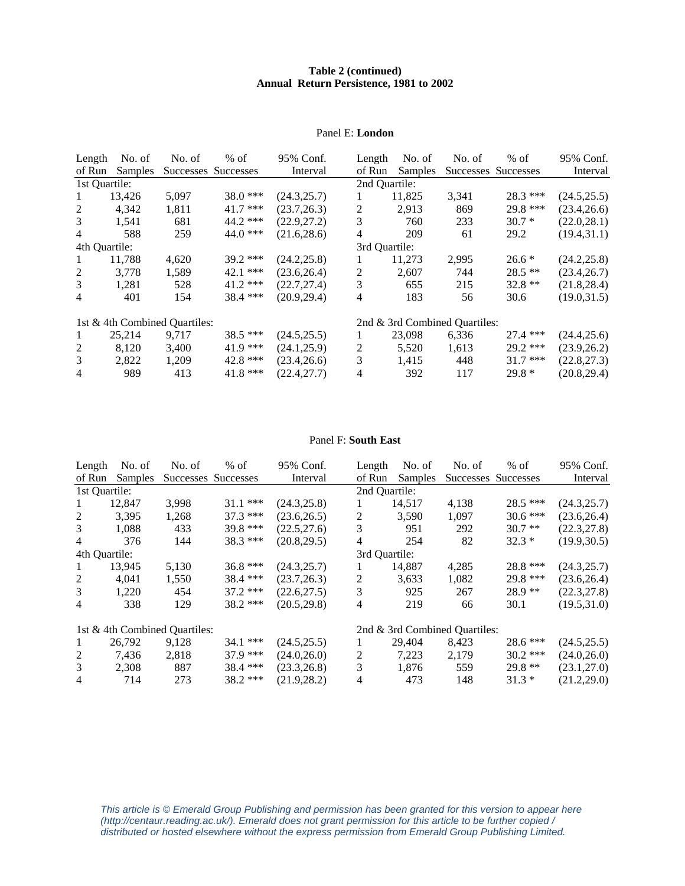**Table 2 (continued)**
**Annual Return Persistence, 1981 to 2002**

Panel E: **London**

| Length of Run | No. of Samples | No. of Successes | % of Successes | 95% Conf. Interval | Length of Run | No. of Samples | No. of Successes | % of Successes | 95% Conf. Interval |
|---|---|---|---|---|---|---|---|---|---|
| 1st Quartile: | | | | | 2nd Quartile: | | | | |
| 1 | 13,426 | 5,097 | 38.0 *** | (24.3,25.7) | 1 | 11,825 | 3,341 | 28.3 *** | (24.5,25.5) |
| 2 | 4,342 | 1,811 | 41.7 *** | (23.7,26.3) | 2 | 2,913 | 869 | 29.8 *** | (23.4,26.6) |
| 3 | 1,541 | 681 | 44.2 *** | (22.9,27.2) | 3 | 760 | 233 | 30.7 * | (22.0,28.1) |
| 4 | 588 | 259 | 44.0 *** | (21.6,28.6) | 4 | 209 | 61 | 29.2 | (19.4,31.1) |
| 4th Quartile: | | | | | 3rd Quartile: | | | | |
| 1 | 11,788 | 4,620 | 39.2 *** | (24.2,25.8) | 1 | 11,273 | 2,995 | 26.6 * | (24.2,25.8) |
| 2 | 3,778 | 1,589 | 42.1 *** | (23.6,26.4) | 2 | 2,607 | 744 | 28.5 ** | (23.4,26.7) |
| 3 | 1,281 | 528 | 41.2 *** | (22.7,27.4) | 3 | 655 | 215 | 32.8 ** | (21.8,28.4) |
| 4 | 401 | 154 | 38.4 *** | (20.9,29.4) | 4 | 183 | 56 | 30.6 | (19.0,31.5) |
| 1st & 4th Combined Quartiles: | | | | | 2nd & 3rd Combined Quartiles: | | | | |
| 1 | 25,214 | 9,717 | 38.5 *** | (24.5,25.5) | 1 | 23,098 | 6,336 | 27.4 *** | (24.4,25.6) |
| 2 | 8,120 | 3,400 | 41.9 *** | (24.1,25.9) | 2 | 5,520 | 1,613 | 29.2 *** | (23.9,26.2) |
| 3 | 2,822 | 1,209 | 42.8 *** | (23.4,26.6) | 3 | 1,415 | 448 | 31.7 *** | (22.8,27.3) |
| 4 | 989 | 413 | 41.8 *** | (22.4,27.7) | 4 | 392 | 117 | 29.8 * | (20.8,29.4) |

Panel F: **South East**

| Length of Run | No. of Samples | No. of Successes | % of Successes | 95% Conf. Interval | Length of Run | No. of Samples | No. of Successes | % of Successes | 95% Conf. Interval |
|---|---|---|---|---|---|---|---|---|---|
| 1st Quartile: | | | | | 2nd Quartile: | | | | |
| 1 | 12,847 | 3,998 | 31.1 *** | (24.3,25.8) | 1 | 14,517 | 4,138 | 28.5 *** | (24.3,25.7) |
| 2 | 3,395 | 1,268 | 37.3 *** | (23.6,26.5) | 2 | 3,590 | 1,097 | 30.6 *** | (23.6,26.4) |
| 3 | 1,088 | 433 | 39.8 *** | (22.5,27.6) | 3 | 951 | 292 | 30.7 ** | (22.3,27.8) |
| 4 | 376 | 144 | 38.3 *** | (20.8,29.5) | 4 | 254 | 82 | 32.3 * | (19.9,30.5) |
| 4th Quartile: | | | | | 3rd Quartile: | | | | |
| 1 | 13,945 | 5,130 | 36.8 *** | (24.3,25.7) | 1 | 14,887 | 4,285 | 28.8 *** | (24.3,25.7) |
| 2 | 4,041 | 1,550 | 38.4 *** | (23.7,26.3) | 2 | 3,633 | 1,082 | 29.8 *** | (23.6,26.4) |
| 3 | 1,220 | 454 | 37.2 *** | (22.6,27.5) | 3 | 925 | 267 | 28.9 ** | (22.3,27.8) |
| 4 | 338 | 129 | 38.2 *** | (20.5,29.8) | 4 | 219 | 66 | 30.1 | (19.5,31.0) |
| 1st & 4th Combined Quartiles: | | | | | 2nd & 3rd Combined Quartiles: | | | | |
| 1 | 26,792 | 9,128 | 34.1 *** | (24.5,25.5) | 1 | 29,404 | 8,423 | 28.6 *** | (24.5,25.5) |
| 2 | 7,436 | 2,818 | 37.9 *** | (24.0,26.0) | 2 | 7,223 | 2,179 | 30.2 *** | (24.0,26.0) |
| 3 | 2,308 | 887 | 38.4 *** | (23.3,26.8) | 3 | 1,876 | 559 | 29.8 ** | (23.1,27.0) |
| 4 | 714 | 273 | 38.2 *** | (21.9,28.2) | 4 | 473 | 148 | 31.3 * | (21.2,29.0) |

*This article is © Emerald Group Publishing and permission has been granted for this version to appear here (http://centaur.reading.ac.uk/). Emerald does not grant permission for this article to be further copied / distributed or hosted elsewhere without the express permission from Emerald Group Publishing Limited.*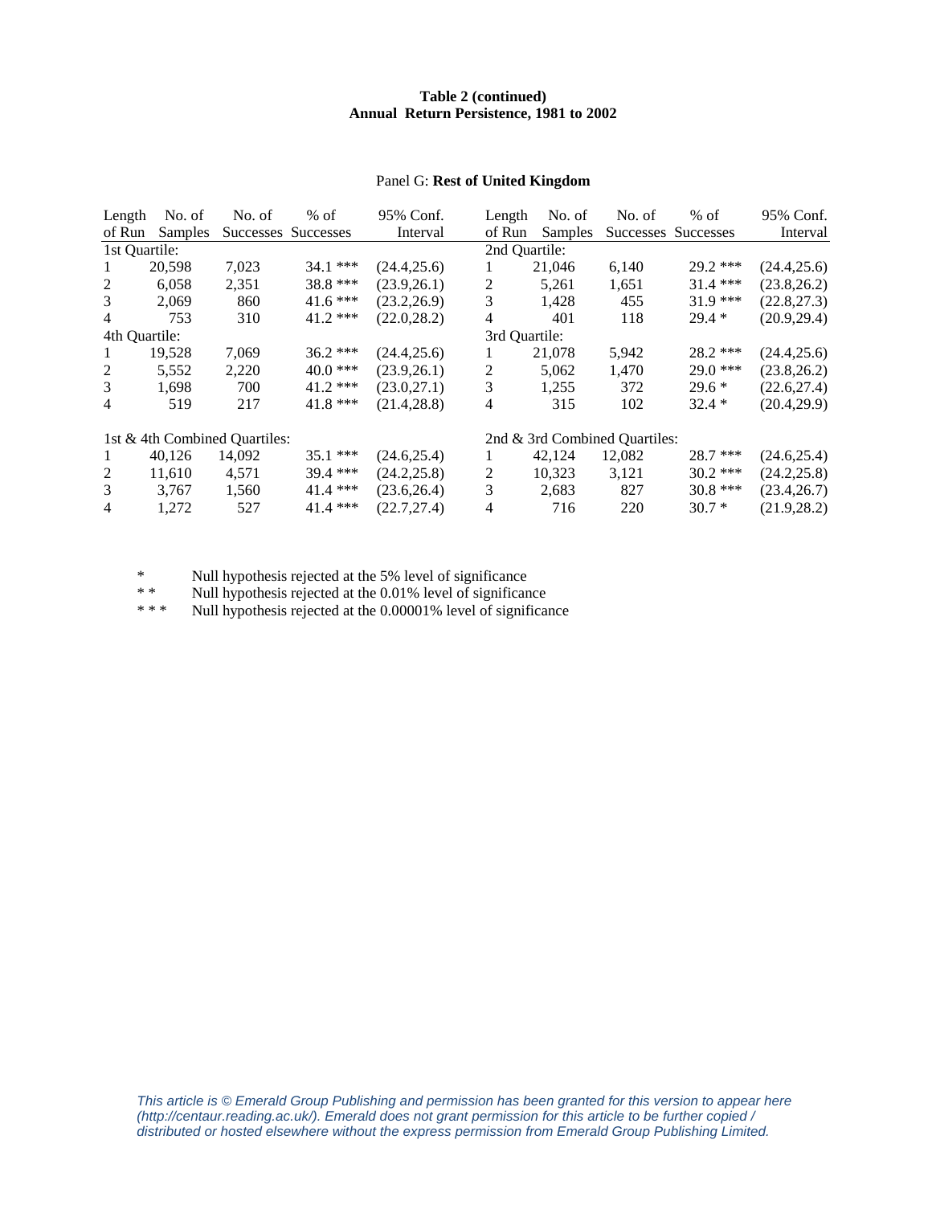**Table 2 (continued)**
**Annual Return Persistence, 1981 to 2002**

Panel G: **Rest of United Kingdom**

| Length of Run | No. of Samples | No. of Successes | % of Successes | 95% Conf. Interval | Length of Run | No. of Samples | No. of Successes | % of Successes | 95% Conf. Interval |
|---|---|---|---|---|---|---|---|---|---|
| 1st Quartile: | | | | | 2nd Quartile: | | | | |
| 1 | 20,598 | 7,023 | 34.1 *** | (24.4,25.6) | 1 | 21,046 | 6,140 | 29.2 *** | (24.4,25.6) |
| 2 | 6,058 | 2,351 | 38.8 *** | (23.9,26.1) | 2 | 5,261 | 1,651 | 31.4 *** | (23.8,26.2) |
| 3 | 2,069 | 860 | 41.6 *** | (23.2,26.9) | 3 | 1,428 | 455 | 31.9 *** | (22.8,27.3) |
| 4 | 753 | 310 | 41.2 *** | (22.0,28.2) | 4 | 401 | 118 | 29.4 * | (20.9,29.4) |
| 4th Quartile: | | | | | 3rd Quartile: | | | | |
| 1 | 19,528 | 7,069 | 36.2 *** | (24.4,25.6) | 1 | 21,078 | 5,942 | 28.2 *** | (24.4,25.6) |
| 2 | 5,552 | 2,220 | 40.0 *** | (23.9,26.1) | 2 | 5,062 | 1,470 | 29.0 *** | (23.8,26.2) |
| 3 | 1,698 | 700 | 41.2 *** | (23.0,27.1) | 3 | 1,255 | 372 | 29.6 * | (22.6,27.4) |
| 4 | 519 | 217 | 41.8 *** | (21.4,28.8) | 4 | 315 | 102 | 32.4 * | (20.4,29.9) |
| 1st & 4th Combined Quartiles: | | | | | 2nd & 3rd Combined Quartiles: | | | | |
| 1 | 40,126 | 14,092 | 35.1 *** | (24.6,25.4) | 1 | 42,124 | 12,082 | 28.7 *** | (24.6,25.4) |
| 2 | 11,610 | 4,571 | 39.4 *** | (24.2,25.8) | 2 | 10,323 | 3,121 | 30.2 *** | (24.2,25.8) |
| 3 | 3,767 | 1,560 | 41.4 *** | (23.6,26.4) | 3 | 2,683 | 827 | 30.8 *** | (23.4,26.7) |
| 4 | 1,272 | 527 | 41.4 *** | (22.7,27.4) | 4 | 716 | 220 | 30.7 * | (21.9,28.2) |

\* Null hypothesis rejected at the 5% level of significance
\* \* Null hypothesis rejected at the 0.01% level of significance
\* \* \* Null hypothesis rejected at the 0.00001% level of significance

*This article is © Emerald Group Publishing and permission has been granted for this version to appear here (http://centaur.reading.ac.uk/). Emerald does not grant permission for this article to be further copied / distributed or hosted elsewhere without the express permission from Emerald Group Publishing Limited.*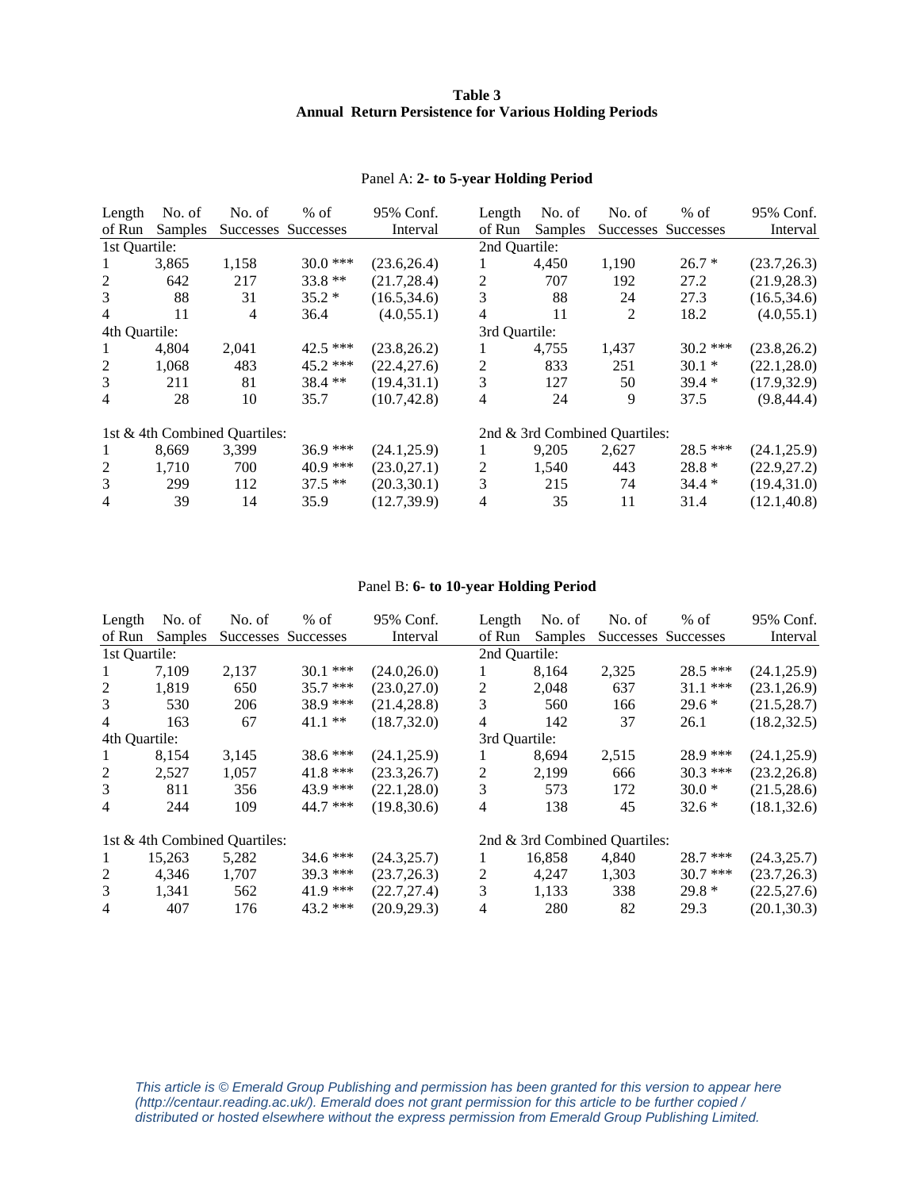**Table 3**
**Annual Return Persistence for Various Holding Periods**

Panel A: **2- to 5-year Holding Period**

| Length of Run | No. of Samples | No. of Successes | % of Successes | 95% Conf. Interval | Length of Run | No. of Samples | No. of Successes | % of Successes | 95% Conf. Interval |
|---|---|---|---|---|---|---|---|---|---|
| 1st Quartile: | | | | | 2nd Quartile: | | | | |
| 1 | 3,865 | 1,158 | 30.0 *** | (23.6,26.4) | 1 | 4,450 | 1,190 | 26.7 * | (23.7,26.3) |
| 2 | 642 | 217 | 33.8 ** | (21.7,28.4) | 2 | 707 | 192 | 27.2 | (21.9,28.3) |
| 3 | 88 | 31 | 35.2 * | (16.5,34.6) | 3 | 88 | 24 | 27.3 | (16.5,34.6) |
| 4 | 11 | 4 | 36.4 | (4.0,55.1) | 4 | 11 | 2 | 18.2 | (4.0,55.1) |
| 4th Quartile: | | | | | 3rd Quartile: | | | | |
| 1 | 4,804 | 2,041 | 42.5 *** | (23.8,26.2) | 1 | 4,755 | 1,437 | 30.2 *** | (23.8,26.2) |
| 2 | 1,068 | 483 | 45.2 *** | (22.4,27.6) | 2 | 833 | 251 | 30.1 * | (22.1,28.0) |
| 3 | 211 | 81 | 38.4 ** | (19.4,31.1) | 3 | 127 | 50 | 39.4 * | (17.9,32.9) |
| 4 | 28 | 10 | 35.7 | (10.7,42.8) | 4 | 24 | 9 | 37.5 | (9.8,44.4) |
| 1st & 4th Combined Quartiles: | | | | | 2nd & 3rd Combined Quartiles: | | | | |
| 1 | 8,669 | 3,399 | 36.9 *** | (24.1,25.9) | 1 | 9,205 | 2,627 | 28.5 *** | (24.1,25.9) |
| 2 | 1,710 | 700 | 40.9 *** | (23.0,27.1) | 2 | 1,540 | 443 | 28.8 * | (22.9,27.2) |
| 3 | 299 | 112 | 37.5 ** | (20.3,30.1) | 3 | 215 | 74 | 34.4 * | (19.4,31.0) |
| 4 | 39 | 14 | 35.9 | (12.7,39.9) | 4 | 35 | 11 | 31.4 | (12.1,40.8) |

Panel B: **6- to 10-year Holding Period**

| Length of Run | No. of Samples | No. of Successes | % of Successes | 95% Conf. Interval | Length of Run | No. of Samples | No. of Successes | % of Successes | 95% Conf. Interval |
|---|---|---|---|---|---|---|---|---|---|
| 1st Quartile: | | | | | 2nd Quartile: | | | | |
| 1 | 7,109 | 2,137 | 30.1 *** | (24.0,26.0) | 1 | 8,164 | 2,325 | 28.5 *** | (24.1,25.9) |
| 2 | 1,819 | 650 | 35.7 *** | (23.0,27.0) | 2 | 2,048 | 637 | 31.1 *** | (23.1,26.9) |
| 3 | 530 | 206 | 38.9 *** | (21.4,28.8) | 3 | 560 | 166 | 29.6 * | (21.5,28.7) |
| 4 | 163 | 67 | 41.1 ** | (18.7,32.0) | 4 | 142 | 37 | 26.1 | (18.2,32.5) |
| 4th Quartile: | | | | | 3rd Quartile: | | | | |
| 1 | 8,154 | 3,145 | 38.6 *** | (24.1,25.9) | 1 | 8,694 | 2,515 | 28.9 *** | (24.1,25.9) |
| 2 | 2,527 | 1,057 | 41.8 *** | (23.3,26.7) | 2 | 2,199 | 666 | 30.3 *** | (23.2,26.8) |
| 3 | 811 | 356 | 43.9 *** | (22.1,28.0) | 3 | 573 | 172 | 30.0 * | (21.5,28.6) |
| 4 | 244 | 109 | 44.7 *** | (19.8,30.6) | 4 | 138 | 45 | 32.6 * | (18.1,32.6) |
| 1st & 4th Combined Quartiles: | | | | | 2nd & 3rd Combined Quartiles: | | | | |
| 1 | 15,263 | 5,282 | 34.6 *** | (24.3,25.7) | 1 | 16,858 | 4,840 | 28.7 *** | (24.3,25.7) |
| 2 | 4,346 | 1,707 | 39.3 *** | (23.7,26.3) | 2 | 4,247 | 1,303 | 30.7 *** | (23.7,26.3) |
| 3 | 1,341 | 562 | 41.9 *** | (22.7,27.4) | 3 | 1,133 | 338 | 29.8 * | (22.5,27.6) |
| 4 | 407 | 176 | 43.2 *** | (20.9,29.3) | 4 | 280 | 82 | 29.3 | (20.1,30.3) |

*This article is © Emerald Group Publishing and permission has been granted for this version to appear here (http://centaur.reading.ac.uk/). Emerald does not grant permission for this article to be further copied / distributed or hosted elsewhere without the express permission from Emerald Group Publishing Limited.*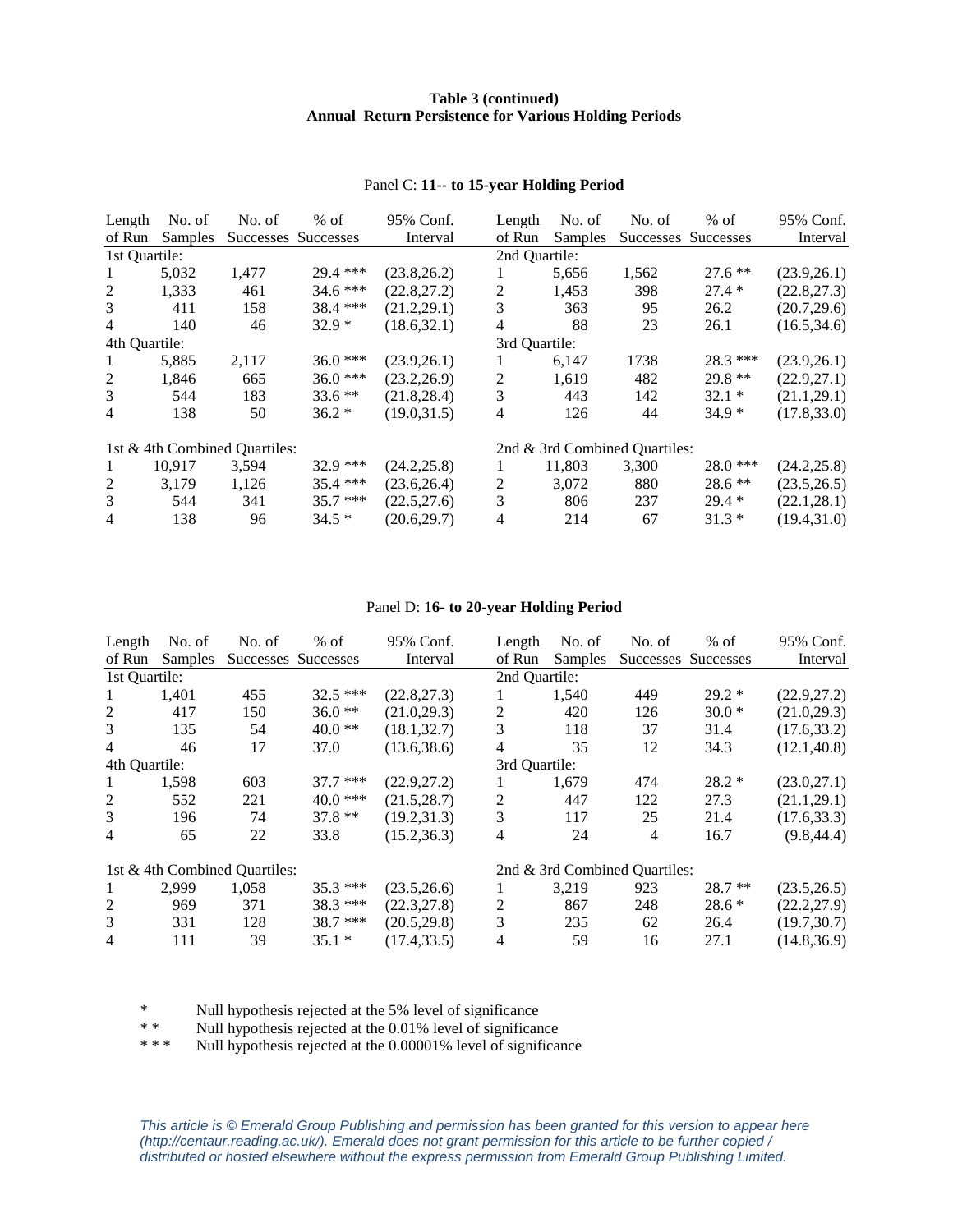**Table 3 (continued)**
**Annual Return Persistence for Various Holding Periods**

Panel C: **11-- to 15-year Holding Period**

| Length of Run | No. of Samples | No. of Successes | % of Successes | 95% Conf. Interval | Length of Run | No. of Samples | No. of Successes | % of Successes | 95% Conf. Interval |
|---|---|---|---|---|---|---|---|---|---|
| 1st Quartile: | | | | | 2nd Quartile: | | | | |
| 1 | 5,032 | 1,477 | 29.4 *** | (23.8,26.2) | 1 | 5,656 | 1,562 | 27.6 ** | (23.9,26.1) |
| 2 | 1,333 | 461 | 34.6 *** | (22.8,27.2) | 2 | 1,453 | 398 | 27.4 * | (22.8,27.3) |
| 3 | 411 | 158 | 38.4 *** | (21.2,29.1) | 3 | 363 | 95 | 26.2 | (20.7,29.6) |
| 4 | 140 | 46 | 32.9 * | (18.6,32.1) | 4 | 88 | 23 | 26.1 | (16.5,34.6) |
| 4th Quartile: | | | | | 3rd Quartile: | | | | |
| 1 | 5,885 | 2,117 | 36.0 *** | (23.9,26.1) | 1 | 6,147 | 1738 | 28.3 *** | (23.9,26.1) |
| 2 | 1,846 | 665 | 36.0 *** | (23.2,26.9) | 2 | 1,619 | 482 | 29.8 ** | (22.9,27.1) |
| 3 | 544 | 183 | 33.6 ** | (21.8,28.4) | 3 | 443 | 142 | 32.1 * | (21.1,29.1) |
| 4 | 138 | 50 | 36.2 * | (19.0,31.5) | 4 | 126 | 44 | 34.9 * | (17.8,33.0) |
| 1st & 4th Combined Quartiles: | | | | | 2nd & 3rd Combined Quartiles: | | | | |
| 1 | 10,917 | 3,594 | 32.9 *** | (24.2,25.8) | 1 | 11,803 | 3,300 | 28.0 *** | (24.2,25.8) |
| 2 | 3,179 | 1,126 | 35.4 *** | (23.6,26.4) | 2 | 3,072 | 880 | 28.6 ** | (23.5,26.5) |
| 3 | 544 | 341 | 35.7 *** | (22.5,27.6) | 3 | 806 | 237 | 29.4 * | (22.1,28.1) |
| 4 | 138 | 96 | 34.5 * | (20.6,29.7) | 4 | 214 | 67 | 31.3 * | (19.4,31.0) |

Panel D: 1**6- to 20-year Holding Period**

| Length of Run | No. of Samples | No. of Successes | % of Successes | 95% Conf. Interval | Length of Run | No. of Samples | No. of Successes | % of Successes | 95% Conf. Interval |
|---|---|---|---|---|---|---|---|---|---|
| 1st Quartile: | | | | | 2nd Quartile: | | | | |
| 1 | 1,401 | 455 | 32.5 *** | (22.8,27.3) | 1 | 1,540 | 449 | 29.2 * | (22.9,27.2) |
| 2 | 417 | 150 | 36.0 ** | (21.0,29.3) | 2 | 420 | 126 | 30.0 * | (21.0,29.3) |
| 3 | 135 | 54 | 40.0 ** | (18.1,32.7) | 3 | 118 | 37 | 31.4 | (17.6,33.2) |
| 4 | 46 | 17 | 37.0 | (13.6,38.6) | 4 | 35 | 12 | 34.3 | (12.1,40.8) |
| 4th Quartile: | | | | | 3rd Quartile: | | | | |
| 1 | 1,598 | 603 | 37.7 *** | (22.9,27.2) | 1 | 1,679 | 474 | 28.2 * | (23.0,27.1) |
| 2 | 552 | 221 | 40.0 *** | (21.5,28.7) | 2 | 447 | 122 | 27.3 | (21.1,29.1) |
| 3 | 196 | 74 | 37.8 ** | (19.2,31.3) | 3 | 117 | 25 | 21.4 | (17.6,33.3) |
| 4 | 65 | 22 | 33.8 | (15.2,36.3) | 4 | 24 | 4 | 16.7 | (9.8,44.4) |
| 1st & 4th Combined Quartiles: | | | | | 2nd & 3rd Combined Quartiles: | | | | |
| 1 | 2,999 | 1,058 | 35.3 *** | (23.5,26.6) | 1 | 3,219 | 923 | 28.7 ** | (23.5,26.5) |
| 2 | 969 | 371 | 38.3 *** | (22.3,27.8) | 2 | 867 | 248 | 28.6 * | (22.2,27.9) |
| 3 | 331 | 128 | 38.7 *** | (20.5,29.8) | 3 | 235 | 62 | 26.4 | (19.7,30.7) |
| 4 | 111 | 39 | 35.1 * | (17.4,33.5) | 4 | 59 | 16 | 27.1 | (14.8,36.9) |

\* Null hypothesis rejected at the 5% level of significance
\* \* Null hypothesis rejected at the 0.01% level of significance
\* \* \* Null hypothesis rejected at the 0.00001% level of significance

*This article is © Emerald Group Publishing and permission has been granted for this version to appear here (http://centaur.reading.ac.uk/). Emerald does not grant permission for this article to be further copied / distributed or hosted elsewhere without the express permission from Emerald Group Publishing Limited.*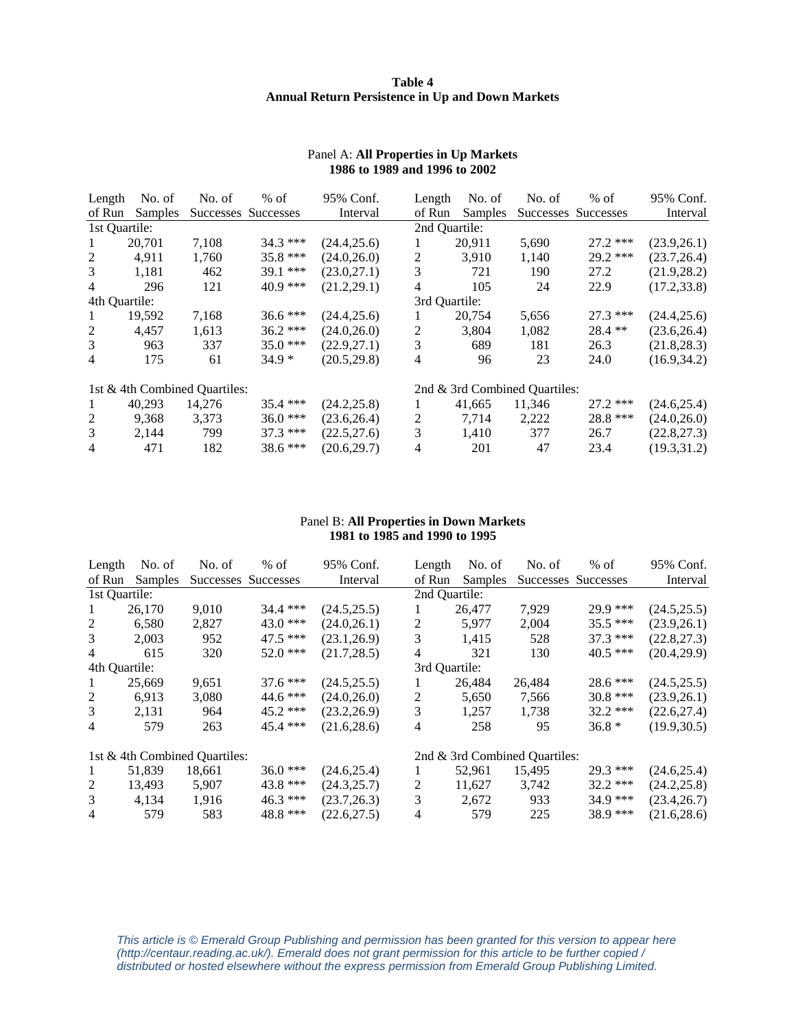**Table 4**
**Annual Return Persistence in Up and Down Markets**

Panel A: **All Properties in Up Markets**
**1986 to 1989 and 1996 to 2002**

| Length of Run | No. of Samples | No. of Successes | % of Successes | 95% Conf. Interval | Length of Run | No. of Samples | No. of Successes | % of Successes | 95% Conf. Interval |
|---|---|---|---|---|---|---|---|---|---|
| 1st Quartile: | | | | | 2nd Quartile: | | | | |
| 1 | 20,701 | 7,108 | 34.3 *** | (24.4,25.6) | 1 | 20,911 | 5,690 | 27.2 *** | (23.9,26.1) |
| 2 | 4,911 | 1,760 | 35.8 *** | (24.0,26.0) | 2 | 3,910 | 1,140 | 29.2 *** | (23.7,26.4) |
| 3 | 1,181 | 462 | 39.1 *** | (23.0,27.1) | 3 | 721 | 190 | 27.2 | (21.9,28.2) |
| 4 | 296 | 121 | 40.9 *** | (21.2,29.1) | 4 | 105 | 24 | 22.9 | (17.2,33.8) |
| 4th Quartile: | | | | | 3rd Quartile: | | | | |
| 1 | 19,592 | 7,168 | 36.6 *** | (24.4,25.6) | 1 | 20,754 | 5,656 | 27.3 *** | (24.4,25.6) |
| 2 | 4,457 | 1,613 | 36.2 *** | (24.0,26.0) | 2 | 3,804 | 1,082 | 28.4 ** | (23.6,26.4) |
| 3 | 963 | 337 | 35.0 *** | (22.9,27.1) | 3 | 689 | 181 | 26.3 | (21.8,28.3) |
| 4 | 175 | 61 | 34.9 * | (20.5,29.8) | 4 | 96 | 23 | 24.0 | (16.9,34.2) |
| 1st & 4th Combined Quartiles: | | | | | 2nd & 3rd Combined Quartiles: | | | | |
| 1 | 40,293 | 14,276 | 35.4 *** | (24.2,25.8) | 1 | 41,665 | 11,346 | 27.2 *** | (24.6,25.4) |
| 2 | 9,368 | 3,373 | 36.0 *** | (23.6,26.4) | 2 | 7,714 | 2,222 | 28.8 *** | (24.0,26.0) |
| 3 | 2,144 | 799 | 37.3 *** | (22.5,27.6) | 3 | 1,410 | 377 | 26.7 | (22.8,27.3) |
| 4 | 471 | 182 | 38.6 *** | (20.6,29.7) | 4 | 201 | 47 | 23.4 | (19.3,31.2) |

Panel B: **All Properties in Down Markets**
**1981 to 1985 and 1990 to 1995**

| Length of Run | No. of Samples | No. of Successes | % of Successes | 95% Conf. Interval | Length of Run | No. of Samples | No. of Successes | % of Successes | 95% Conf. Interval |
|---|---|---|---|---|---|---|---|---|---|
| 1st Quartile: | | | | | 2nd Quartile: | | | | |
| 1 | 26,170 | 9,010 | 34.4 *** | (24.5,25.5) | 1 | 26,477 | 7,929 | 29.9 *** | (24.5,25.5) |
| 2 | 6,580 | 2,827 | 43.0 *** | (24.0,26.1) | 2 | 5,977 | 2,004 | 35.5 *** | (23.9,26.1) |
| 3 | 2,003 | 952 | 47.5 *** | (23.1,26.9) | 3 | 1,415 | 528 | 37.3 *** | (22.8,27.3) |
| 4 | 615 | 320 | 52.0 *** | (21.7,28.5) | 4 | 321 | 130 | 40.5 *** | (20.4,29.9) |
| 4th Quartile: | | | | | 3rd Quartile: | | | | |
| 1 | 25,669 | 9,651 | 37.6 *** | (24.5,25.5) | 1 | 26,484 | 26,484 | 28.6 *** | (24.5,25.5) |
| 2 | 6,913 | 3,080 | 44.6 *** | (24.0,26.0) | 2 | 5,650 | 7,566 | 30.8 *** | (23.9,26.1) |
| 3 | 2,131 | 964 | 45.2 *** | (23.2,26.9) | 3 | 1,257 | 1,738 | 32.2 *** | (22.6,27.4) |
| 4 | 579 | 263 | 45.4 *** | (21.6,28.6) | 4 | 258 | 95 | 36.8 * | (19.9,30.5) |
| 1st & 4th Combined Quartiles: | | | | | 2nd & 3rd Combined Quartiles: | | | | |
| 1 | 51,839 | 18,661 | 36.0 *** | (24.6,25.4) | 1 | 52,961 | 15,495 | 29.3 *** | (24.6,25.4) |
| 2 | 13,493 | 5,907 | 43.8 *** | (24.3,25.7) | 2 | 11,627 | 3,742 | 32.2 *** | (24.2,25.8) |
| 3 | 4,134 | 1,916 | 46.3 *** | (23.7,26.3) | 3 | 2,672 | 933 | 34.9 *** | (23.4,26.7) |
| 4 | 579 | 583 | 48.8 *** | (22.6,27.5) | 4 | 579 | 225 | 38.9 *** | (21.6,28.6) |

*This article is © Emerald Group Publishing and permission has been granted for this version to appear here (http://centaur.reading.ac.uk/). Emerald does not grant permission for this article to be further copied / distributed or hosted elsewhere without the express permission from Emerald Group Publishing Limited.*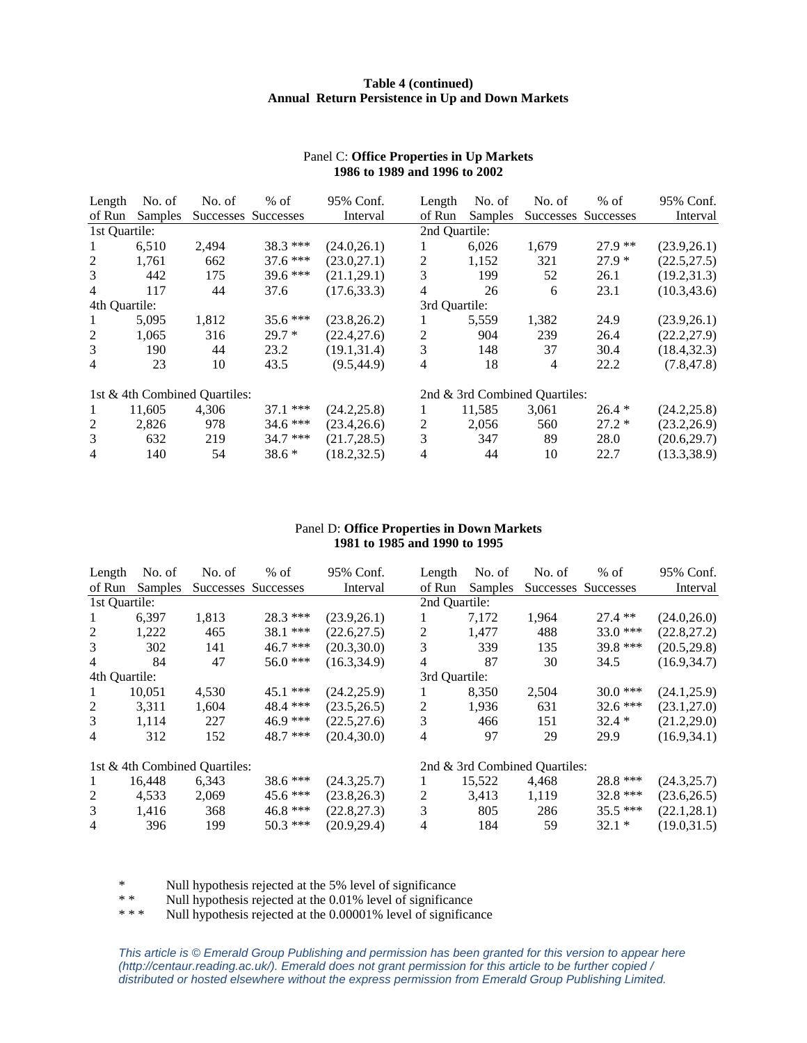**Table 4 (continued)**
**Annual Return Persistence in Up and Down Markets**

Panel C: **Office Properties in Up Markets**
**1986 to 1989 and 1996 to 2002**

| Length of Run | No. of Samples | No. of Successes | % of Successes | 95% Conf. Interval | Length of Run | No. of Samples | No. of Successes | % of Successes | 95% Conf. Interval |
|---|---|---|---|---|---|---|---|---|---|
| 1st Quartile: | | | | | 2nd Quartile: | | | | |
| 1 | 6,510 | 2,494 | 38.3 *** | (24.0,26.1) | 1 | 6,026 | 1,679 | 27.9 ** | (23.9,26.1) |
| 2 | 1,761 | 662 | 37.6 *** | (23.0,27.1) | 2 | 1,152 | 321 | 27.9 * | (22.5,27.5) |
| 3 | 442 | 175 | 39.6 *** | (21.1,29.1) | 3 | 199 | 52 | 26.1 | (19.2,31.3) |
| 4 | 117 | 44 | 37.6 | (17.6,33.3) | 4 | 26 | 6 | 23.1 | (10.3,43.6) |
| 4th Quartile: | | | | | 3rd Quartile: | | | | |
| 1 | 5,095 | 1,812 | 35.6 *** | (23.8,26.2) | 1 | 5,559 | 1,382 | 24.9 | (23.9,26.1) |
| 2 | 1,065 | 316 | 29.7 * | (22.4,27.6) | 2 | 904 | 239 | 26.4 | (22.2,27.9) |
| 3 | 190 | 44 | 23.2 | (19.1,31.4) | 3 | 148 | 37 | 30.4 | (18.4,32.3) |
| 4 | 23 | 10 | 43.5 | (9.5,44.9) | 4 | 18 | 4 | 22.2 | (7.8,47.8) |
| 1st & 4th Combined Quartiles: | | | | | 2nd & 3rd Combined Quartiles: | | | | |
| 1 | 11,605 | 4,306 | 37.1 *** | (24.2,25.8) | 1 | 11,585 | 3,061 | 26.4 * | (24.2,25.8) |
| 2 | 2,826 | 978 | 34.6 *** | (23.4,26.6) | 2 | 2,056 | 560 | 27.2 * | (23.2,26.9) |
| 3 | 632 | 219 | 34.7 *** | (21.7,28.5) | 3 | 347 | 89 | 28.0 | (20.6,29.7) |
| 4 | 140 | 54 | 38.6 * | (18.2,32.5) | 4 | 44 | 10 | 22.7 | (13.3,38.9) |

Panel D: **Office Properties in Down Markets**
**1981 to 1985 and 1990 to 1995**

| Length of Run | No. of Samples | No. of Successes | % of Successes | 95% Conf. Interval | Length of Run | No. of Samples | No. of Successes | % of Successes | 95% Conf. Interval |
|---|---|---|---|---|---|---|---|---|---|
| 1st Quartile: | | | | | 2nd Quartile: | | | | |
| 1 | 6,397 | 1,813 | 28.3 *** | (23.9,26.1) | 1 | 7,172 | 1,964 | 27.4 ** | (24.0,26.0) |
| 2 | 1,222 | 465 | 38.1 *** | (22.6,27.5) | 2 | 1,477 | 488 | 33.0 *** | (22.8,27.2) |
| 3 | 302 | 141 | 46.7 *** | (20.3,30.0) | 3 | 339 | 135 | 39.8 *** | (20.5,29.8) |
| 4 | 84 | 47 | 56.0 *** | (16.3,34.9) | 4 | 87 | 30 | 34.5 | (16.9,34.7) |
| 4th Quartile: | | | | | 3rd Quartile: | | | | |
| 1 | 10,051 | 4,530 | 45.1 *** | (24.2,25.9) | 1 | 8,350 | 2,504 | 30.0 *** | (24.1,25.9) |
| 2 | 3,311 | 1,604 | 48.4 *** | (23.5,26.5) | 2 | 1,936 | 631 | 32.6 *** | (23.1,27.0) |
| 3 | 1,114 | 227 | 46.9 *** | (22.5,27.6) | 3 | 466 | 151 | 32.4 * | (21.2,29.0) |
| 4 | 312 | 152 | 48.7 *** | (20.4,30.0) | 4 | 97 | 29 | 29.9 | (16.9,34.1) |
| 1st & 4th Combined Quartiles: | | | | | 2nd & 3rd Combined Quartiles: | | | | |
| 1 | 16,448 | 6,343 | 38.6 *** | (24.3,25.7) | 1 | 15,522 | 4,468 | 28.8 *** | (24.3,25.7) |
| 2 | 4,533 | 2,069 | 45.6 *** | (23.8,26.3) | 2 | 3,413 | 1,119 | 32.8 *** | (23.6,26.5) |
| 3 | 1,416 | 368 | 46.8 *** | (22.8,27.3) | 3 | 805 | 286 | 35.5 *** | (22.1,28.1) |
| 4 | 396 | 199 | 50.3 *** | (20.9,29.4) | 4 | 184 | 59 | 32.1 * | (19.0,31.5) |

\* Null hypothesis rejected at the 5% level of significance
\*\* Null hypothesis rejected at the 0.01% level of significance
\*\*\* Null hypothesis rejected at the 0.00001% level of significance

*This article is © Emerald Group Publishing and permission has been granted for this version to appear here (http://centaur.reading.ac.uk/). Emerald does not grant permission for this article to be further copied / distributed or hosted elsewhere without the express permission from Emerald Group Publishing Limited.*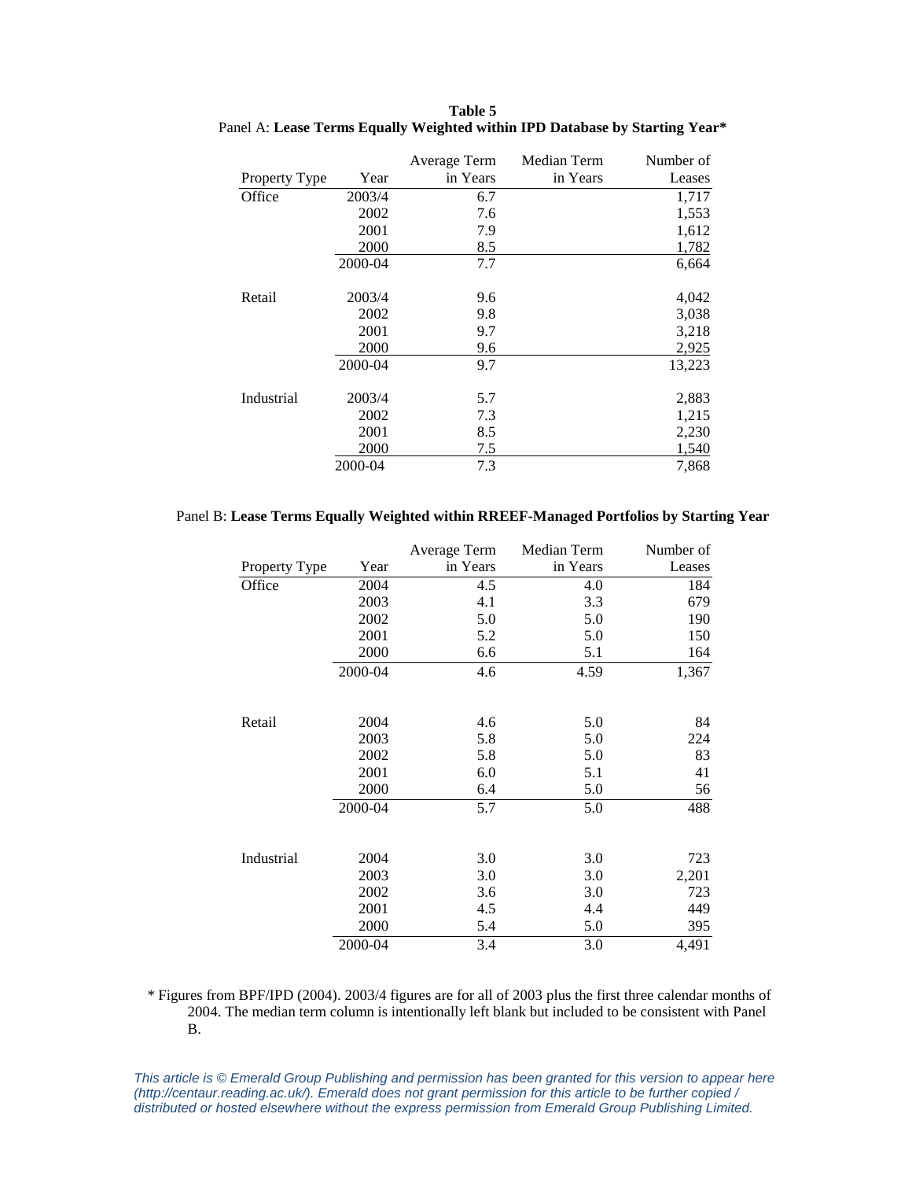**Table 5**

Panel A: **Lease Terms Equally Weighted within IPD Database by Starting Year***

| Property Type | Year | Average Term in Years | Median Term in Years | Number of Leases |
|---|---|---|---|---|
| Office | 2003/4 | 6.7 | | 1,717 |
| | 2002 | 7.6 | | 1,553 |
| | 2001 | 7.9 | | 1,612 |
| | 2000 | 8.5 | | 1,782 |
| | 2000-04 | 7.7 | | 6,664 |
| Retail | 2003/4 | 9.6 | | 4,042 |
| | 2002 | 9.8 | | 3,038 |
| | 2001 | 9.7 | | 3,218 |
| | 2000 | 9.6 | | 2,925 |
| | 2000-04 | 9.7 | | 13,223 |
| Industrial | 2003/4 | 5.7 | | 2,883 |
| | 2002 | 7.3 | | 1,215 |
| | 2001 | 8.5 | | 2,230 |
| | 2000 | 7.5 | | 1,540 |
| | 2000-04 | 7.3 | | 7,868 |

Panel B: **Lease Terms Equally Weighted within RREEF-Managed Portfolios by Starting Year**

| Property Type | Year | Average Term in Years | Median Term in Years | Number of Leases |
|---|---|---|---|---|
| Office | 2004 | 4.5 | 4.0 | 184 |
| | 2003 | 4.1 | 3.3 | 679 |
| | 2002 | 5.0 | 5.0 | 190 |
| | 2001 | 5.2 | 5.0 | 150 |
| | 2000 | 6.6 | 5.1 | 164 |
| | 2000-04 | 4.6 | 4.59 | 1,367 |
| Retail | 2004 | 4.6 | 5.0 | 84 |
| | 2003 | 5.8 | 5.0 | 224 |
| | 2002 | 5.8 | 5.0 | 83 |
| | 2001 | 6.0 | 5.1 | 41 |
| | 2000 | 6.4 | 5.0 | 56 |
| | 2000-04 | 5.7 | 5.0 | 488 |
| Industrial | 2004 | 3.0 | 3.0 | 723 |
| | 2003 | 3.0 | 3.0 | 2,201 |
| | 2002 | 3.6 | 3.0 | 723 |
| | 2001 | 4.5 | 4.4 | 449 |
| | 2000 | 5.4 | 5.0 | 395 |
| | 2000-04 | 3.4 | 3.0 | 4,491 |

* Figures from BPF/IPD (2004). 2003/4 figures are for all of 2003 plus the first three calendar months of 2004. The median term column is intentionally left blank but included to be consistent with Panel B.

*This article is © Emerald Group Publishing and permission has been granted for this version to appear here (http://centaur.reading.ac.uk/). Emerald does not grant permission for this article to be further copied / distributed or hosted elsewhere without the express permission from Emerald Group Publishing Limited.*